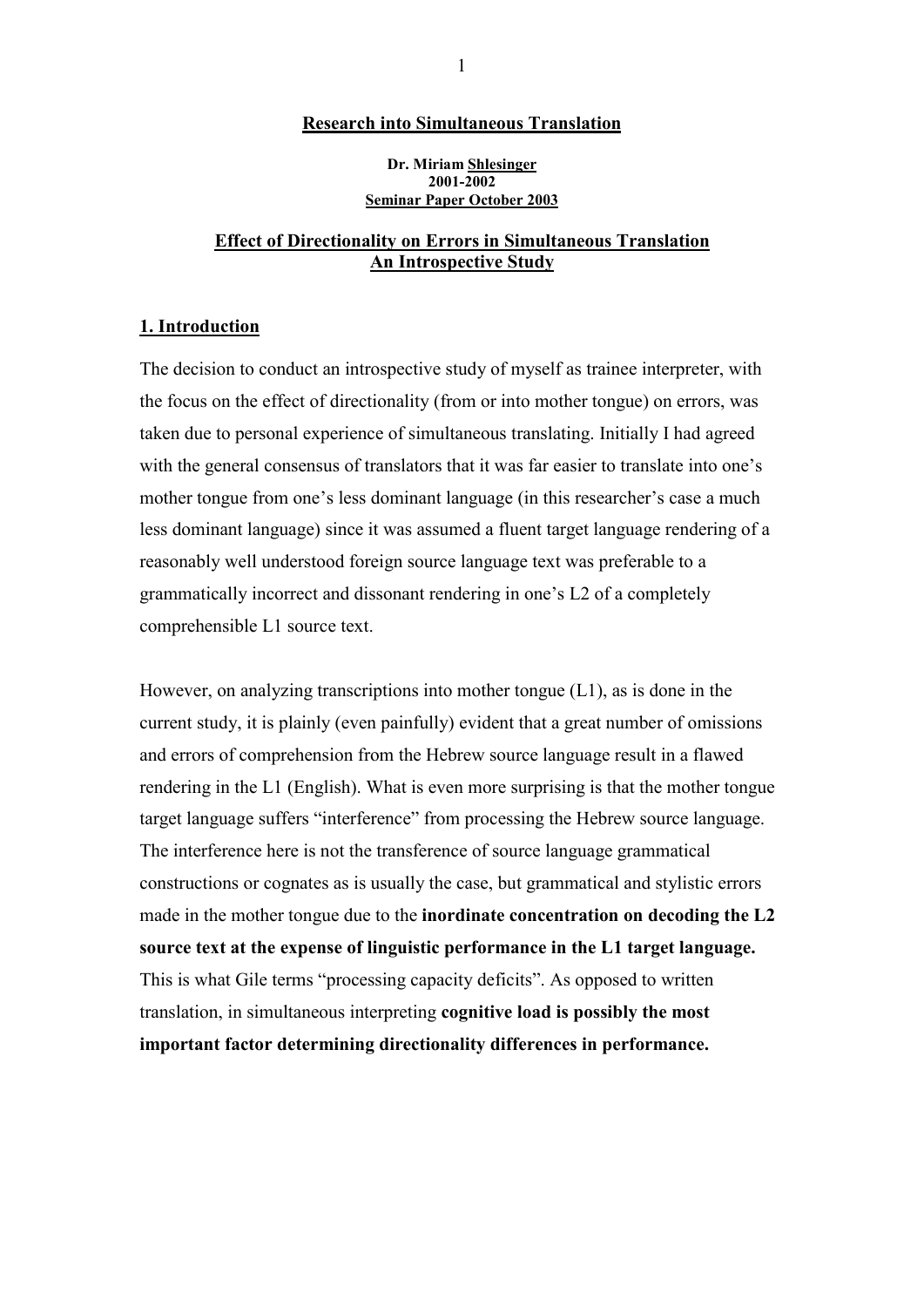**Research into Simultaneous Translation**

**Dr. Miriam Shlesinger**
**2001-2002**
**Seminar Paper October 2003**

# Effect of Directionality on Errors in Simultaneous Translation
## An Introspective Study

## 1. Introduction

The decision to conduct an introspective study of myself as trainee interpreter, with the focus on the effect of directionality (from or into mother tongue) on errors, was taken due to personal experience of simultaneous translating. Initially I had agreed with the general consensus of translators that it was far easier to translate into one's mother tongue from one's less dominant language (in this researcher's case a much less dominant language) since it was assumed a fluent target language rendering of a reasonably well understood foreign source language text was preferable to a grammatically incorrect and dissonant rendering in one's L2 of a completely comprehensible L1 source text.

However, on analyzing transcriptions into mother tongue (L1), as is done in the current study, it is plainly (even painfully) evident that a great number of omissions and errors of comprehension from the Hebrew source language result in a flawed rendering in the L1 (English). What is even more surprising is that the mother tongue target language suffers "interference" from processing the Hebrew source language. The interference here is not the transference of source language grammatical constructions or cognates as is usually the case, but grammatical and stylistic errors made in the mother tongue due to the **inordinate concentration on decoding the L2 source text at the expense of linguistic performance in the L1 target language.** This is what Gile terms "processing capacity deficits". As opposed to written translation, in simultaneous interpreting **cognitive load is possibly the most important factor determining directionality differences in performance.**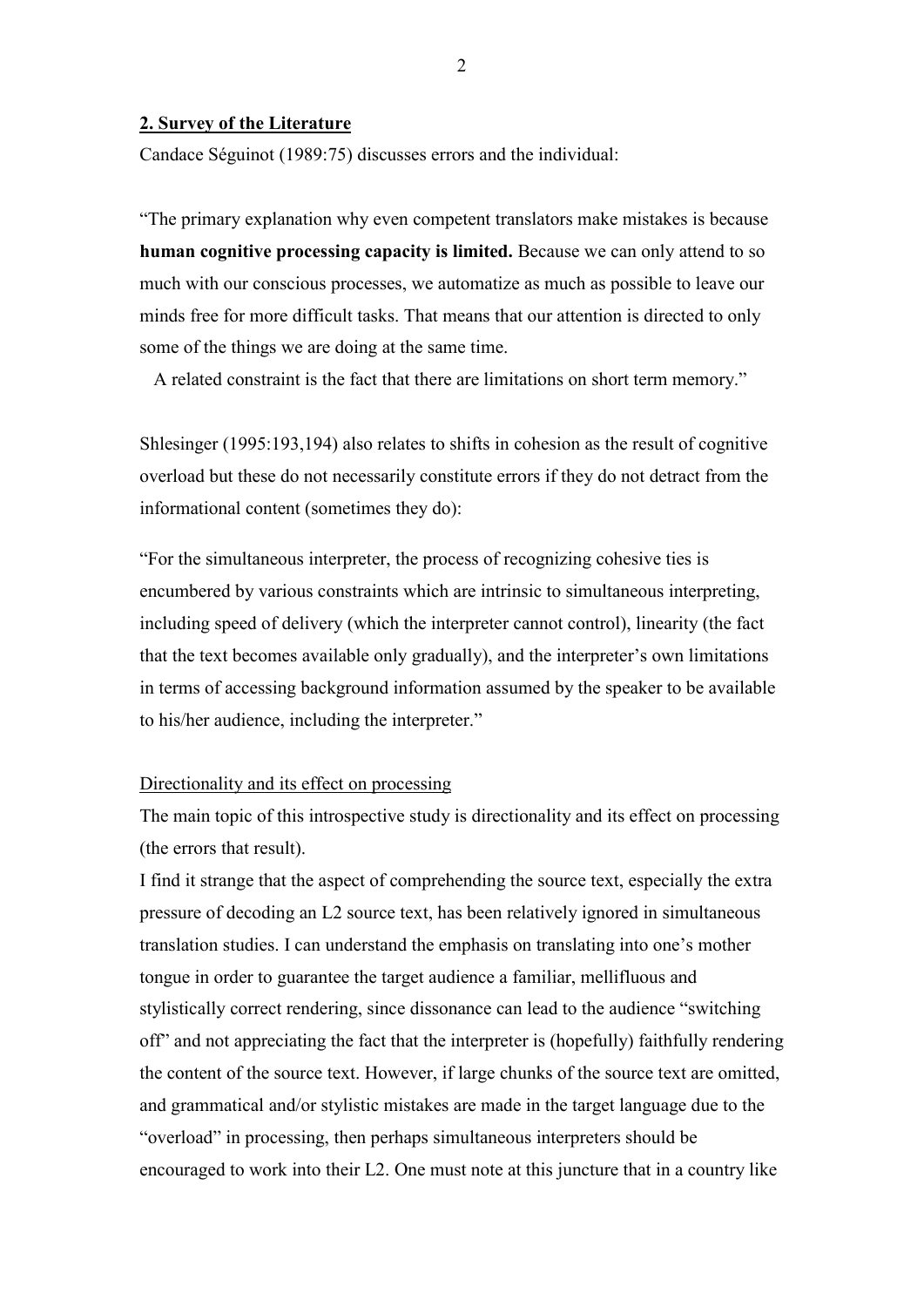## 2. Survey of the Literature

Candace Séguinot (1989:75) discusses errors and the individual:

"The primary explanation why even competent translators make mistakes is because **human cognitive processing capacity is limited.** Because we can only attend to so much with our conscious processes, we automatize as much as possible to leave our minds free for more difficult tasks. That means that our attention is directed to only some of the things we are doing at the same time.

A related constraint is the fact that there are limitations on short term memory."

Shlesinger (1995:193,194) also relates to shifts in cohesion as the result of cognitive overload but these do not necessarily constitute errors if they do not detract from the informational content (sometimes they do):

"For the simultaneous interpreter, the process of recognizing cohesive ties is encumbered by various constraints which are intrinsic to simultaneous interpreting, including speed of delivery (which the interpreter cannot control), linearity (the fact that the text becomes available only gradually), and the interpreter's own limitations in terms of accessing background information assumed by the speaker to be available to his/her audience, including the interpreter."

Directionality and its effect on processing

The main topic of this introspective study is directionality and its effect on processing (the errors that result).

I find it strange that the aspect of comprehending the source text, especially the extra pressure of decoding an L2 source text, has been relatively ignored in simultaneous translation studies. I can understand the emphasis on translating into one's mother tongue in order to guarantee the target audience a familiar, mellifluous and stylistically correct rendering, since dissonance can lead to the audience "switching off" and not appreciating the fact that the interpreter is (hopefully) faithfully rendering the content of the source text. However, if large chunks of the source text are omitted, and grammatical and/or stylistic mistakes are made in the target language due to the "overload" in processing, then perhaps simultaneous interpreters should be encouraged to work into their L2. One must note at this juncture that in a country like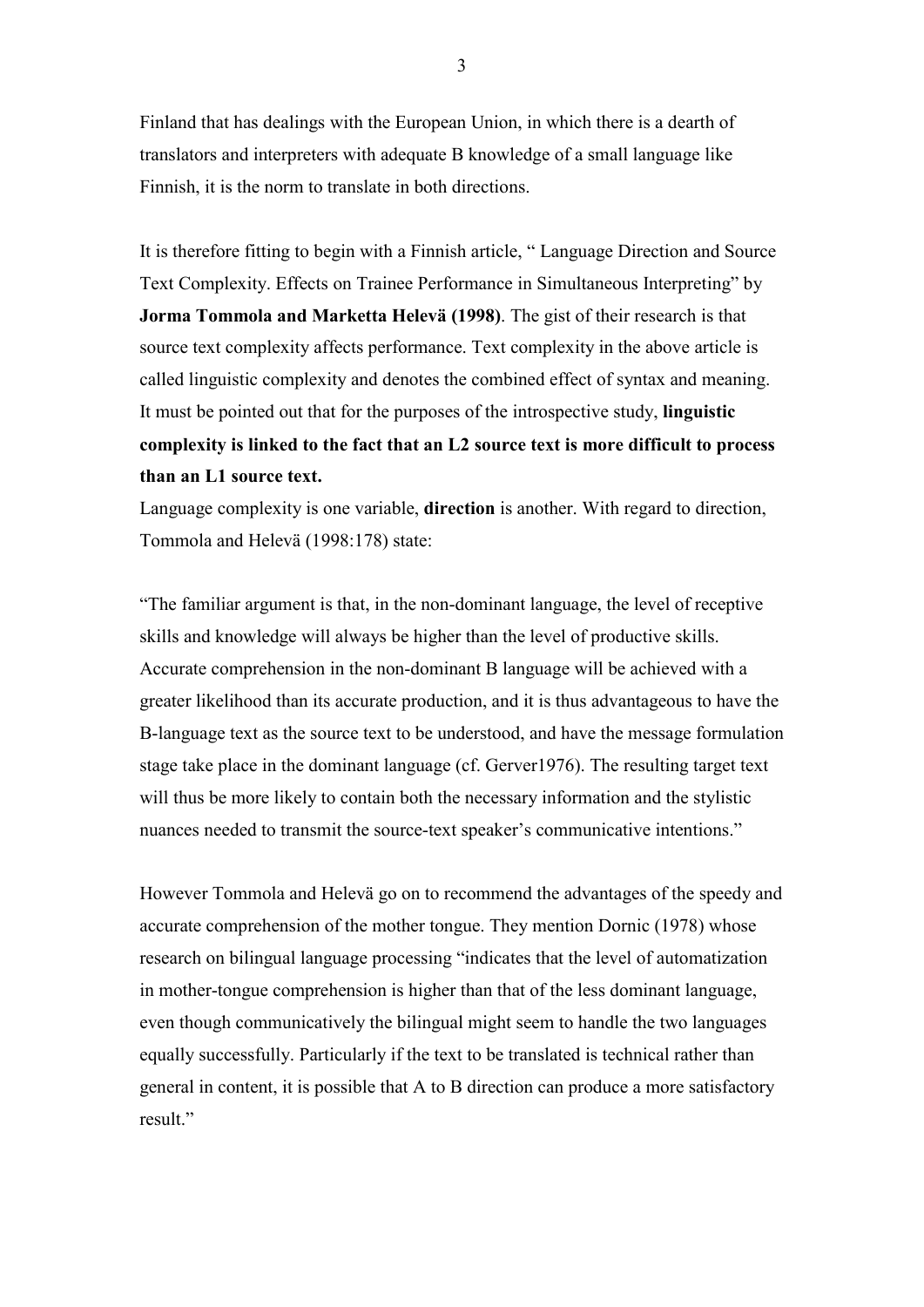Finland that has dealings with the European Union, in which there is a dearth of translators and interpreters with adequate B knowledge of a small language like Finnish, it is the norm to translate in both directions.

It is therefore fitting to begin with a Finnish article, " Language Direction and Source Text Complexity. Effects on Trainee Performance in Simultaneous Interpreting" by **Jorma Tommola and Marketta Helevä (1998)**. The gist of their research is that source text complexity affects performance. Text complexity in the above article is called linguistic complexity and denotes the combined effect of syntax and meaning. It must be pointed out that for the purposes of the introspective study, **linguistic complexity is linked to the fact that an L2 source text is more difficult to process than an L1 source text.**

Language complexity is one variable, **direction** is another. With regard to direction, Tommola and Helevä (1998:178) state:

"The familiar argument is that, in the non-dominant language, the level of receptive skills and knowledge will always be higher than the level of productive skills. Accurate comprehension in the non-dominant B language will be achieved with a greater likelihood than its accurate production, and it is thus advantageous to have the B-language text as the source text to be understood, and have the message formulation stage take place in the dominant language (cf. Gerver1976). The resulting target text will thus be more likely to contain both the necessary information and the stylistic nuances needed to transmit the source-text speaker's communicative intentions."

However Tommola and Helevä go on to recommend the advantages of the speedy and accurate comprehension of the mother tongue. They mention Dornic (1978) whose research on bilingual language processing "indicates that the level of automatization in mother-tongue comprehension is higher than that of the less dominant language, even though communicatively the bilingual might seem to handle the two languages equally successfully. Particularly if the text to be translated is technical rather than general in content, it is possible that A to B direction can produce a more satisfactory result."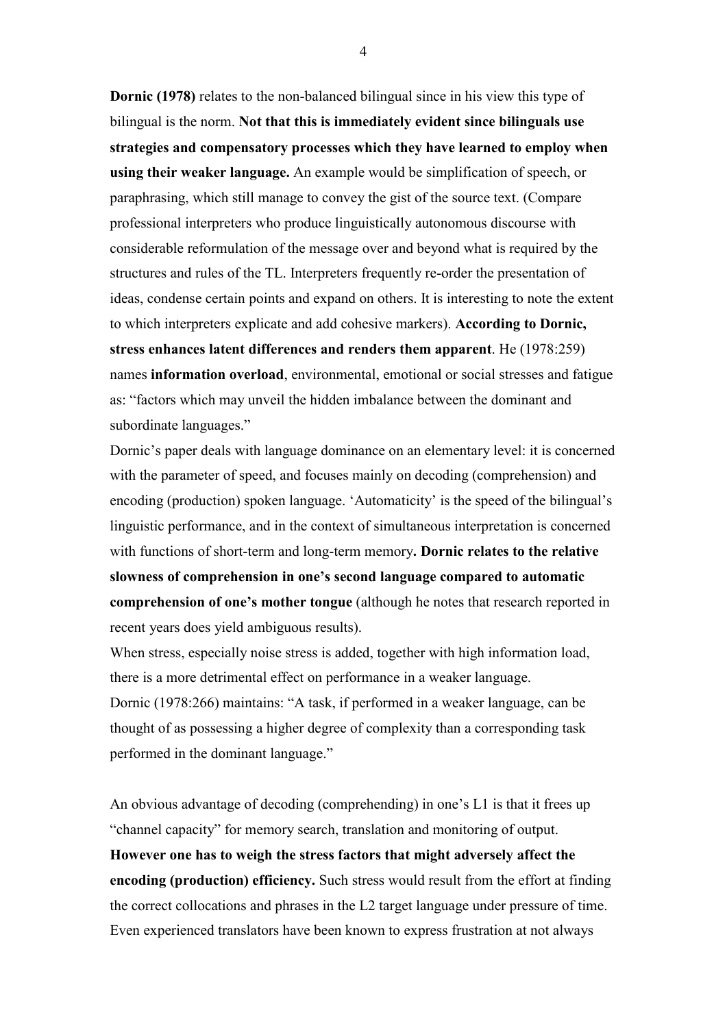**Dornic (1978)** relates to the non-balanced bilingual since in his view this type of bilingual is the norm. **Not that this is immediately evident since bilinguals use strategies and compensatory processes which they have learned to employ when using their weaker language.** An example would be simplification of speech, or paraphrasing, which still manage to convey the gist of the source text. (Compare professional interpreters who produce linguistically autonomous discourse with considerable reformulation of the message over and beyond what is required by the structures and rules of the TL. Interpreters frequently re-order the presentation of ideas, condense certain points and expand on others. It is interesting to note the extent to which interpreters explicate and add cohesive markers). **According to Dornic, stress enhances latent differences and renders them apparent**. He (1978:259) names **information overload**, environmental, emotional or social stresses and fatigue as: "factors which may unveil the hidden imbalance between the dominant and subordinate languages."

Dornic's paper deals with language dominance on an elementary level: it is concerned with the parameter of speed, and focuses mainly on decoding (comprehension) and encoding (production) spoken language. 'Automaticity' is the speed of the bilingual's linguistic performance, and in the context of simultaneous interpretation is concerned with functions of short-term and long-term memory**. Dornic relates to the relative slowness of comprehension in one's second language compared to automatic comprehension of one's mother tongue** (although he notes that research reported in recent years does yield ambiguous results).

When stress, especially noise stress is added, together with high information load, there is a more detrimental effect on performance in a weaker language.

Dornic (1978:266) maintains: "A task, if performed in a weaker language, can be thought of as possessing a higher degree of complexity than a corresponding task performed in the dominant language."

An obvious advantage of decoding (comprehending) in one's L1 is that it frees up "channel capacity" for memory search, translation and monitoring of output. **However one has to weigh the stress factors that might adversely affect the encoding (production) efficiency.** Such stress would result from the effort at finding the correct collocations and phrases in the L2 target language under pressure of time. Even experienced translators have been known to express frustration at not always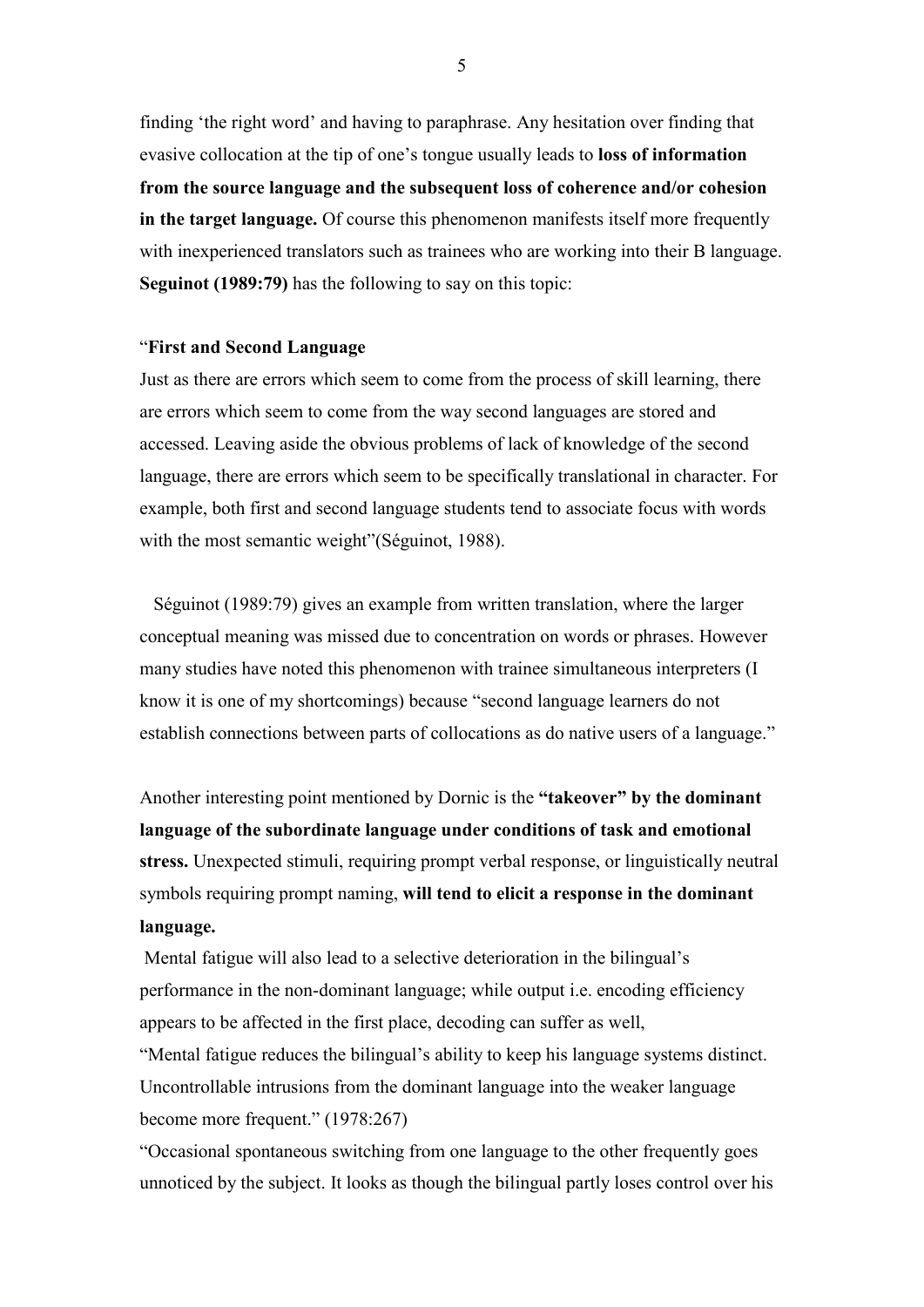finding 'the right word' and having to paraphrase. Any hesitation over finding that evasive collocation at the tip of one's tongue usually leads to **loss of information from the source language and the subsequent loss of coherence and/or cohesion in the target language.** Of course this phenomenon manifests itself more frequently with inexperienced translators such as trainees who are working into their B language. **Seguinot (1989:79)** has the following to say on this topic:

"**First and Second Language**
Just as there are errors which seem to come from the process of skill learning, there are errors which seem to come from the way second languages are stored and accessed. Leaving aside the obvious problems of lack of knowledge of the second language, there are errors which seem to be specifically translational in character. For example, both first and second language students tend to associate focus with words with the most semantic weight"(Séguinot, 1988).

Séguinot (1989:79) gives an example from written translation, where the larger conceptual meaning was missed due to concentration on words or phrases. However many studies have noted this phenomenon with trainee simultaneous interpreters (I know it is one of my shortcomings) because "second language learners do not establish connections between parts of collocations as do native users of a language."

Another interesting point mentioned by Dornic is the **"takeover" by the dominant language of the subordinate language under conditions of task and emotional stress.** Unexpected stimuli, requiring prompt verbal response, or linguistically neutral symbols requiring prompt naming, **will tend to elicit a response in the dominant language.**

Mental fatigue will also lead to a selective deterioration in the bilingual's performance in the non-dominant language; while output i.e. encoding efficiency appears to be affected in the first place, decoding can suffer as well,

"Mental fatigue reduces the bilingual's ability to keep his language systems distinct. Uncontrollable intrusions from the dominant language into the weaker language become more frequent." (1978:267)

"Occasional spontaneous switching from one language to the other frequently goes unnoticed by the subject. It looks as though the bilingual partly loses control over his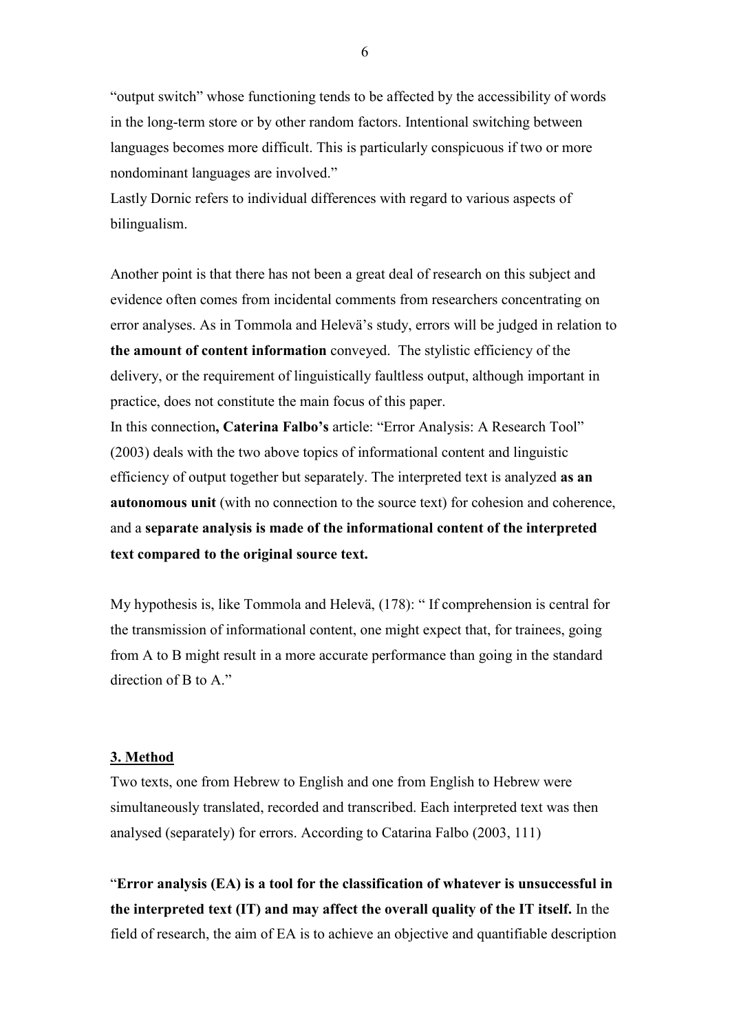"output switch" whose functioning tends to be affected by the accessibility of words in the long-term store or by other random factors. Intentional switching between languages becomes more difficult. This is particularly conspicuous if two or more nondominant languages are involved."

Lastly Dornic refers to individual differences with regard to various aspects of bilingualism.

Another point is that there has not been a great deal of research on this subject and evidence often comes from incidental comments from researchers concentrating on error analyses. As in Tommola and Helevä's study, errors will be judged in relation to **the amount of content information** conveyed. The stylistic efficiency of the delivery, or the requirement of linguistically faultless output, although important in practice, does not constitute the main focus of this paper.

In this connection**, Caterina Falbo's** article: "Error Analysis: A Research Tool" (2003) deals with the two above topics of informational content and linguistic efficiency of output together but separately. The interpreted text is analyzed **as an autonomous unit** (with no connection to the source text) for cohesion and coherence, and a **separate analysis is made of the informational content of the interpreted text compared to the original source text.**

My hypothesis is, like Tommola and Helevä, (178): " If comprehension is central for the transmission of informational content, one might expect that, for trainees, going from A to B might result in a more accurate performance than going in the standard direction of B to A."

## 3. Method

Two texts, one from Hebrew to English and one from English to Hebrew were simultaneously translated, recorded and transcribed. Each interpreted text was then analysed (separately) for errors. According to Catarina Falbo (2003, 111)

"**Error analysis (EA) is a tool for the classification of whatever is unsuccessful in the interpreted text (IT) and may affect the overall quality of the IT itself.** In the field of research, the aim of EA is to achieve an objective and quantifiable description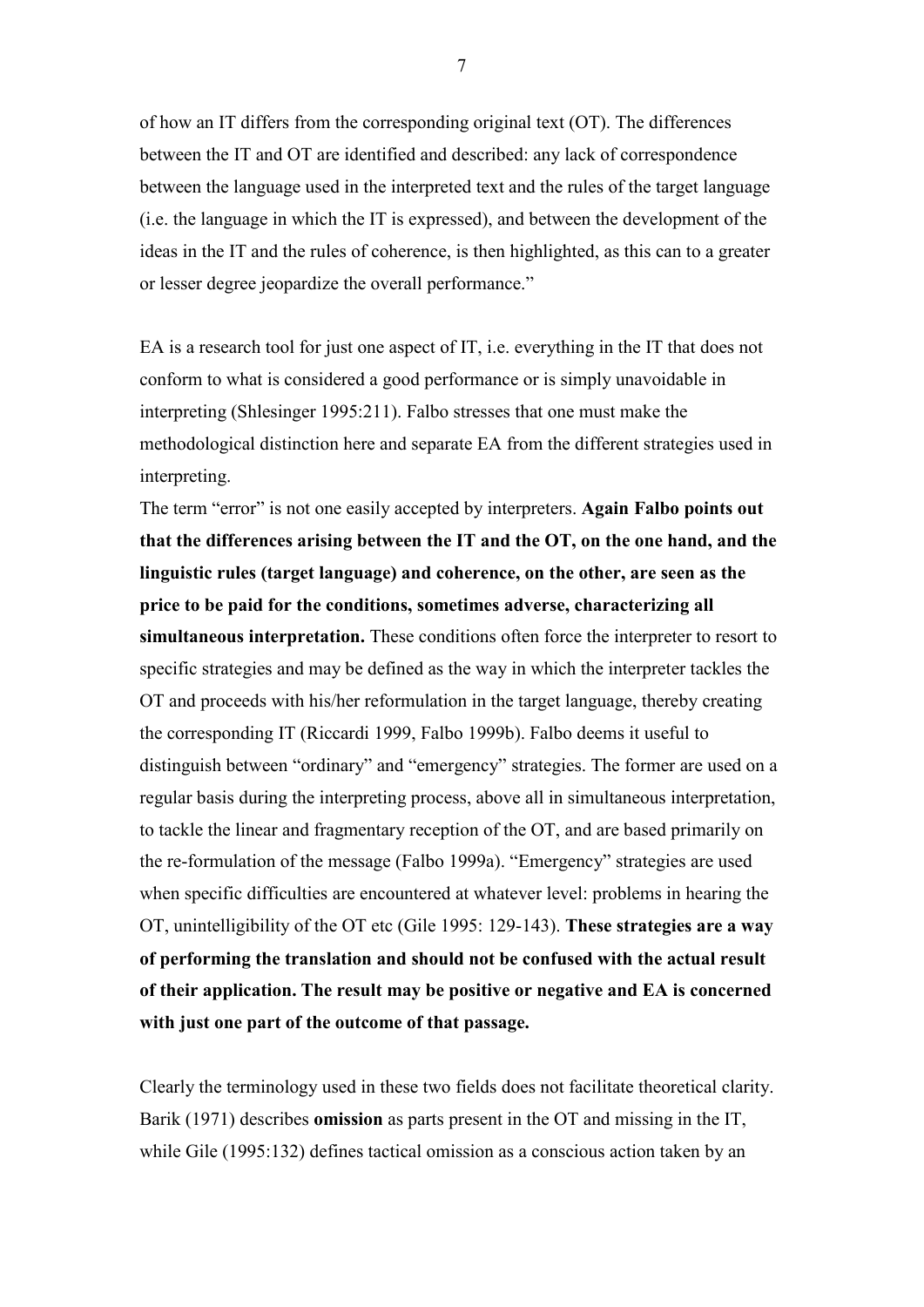of how an IT differs from the corresponding original text (OT). The differences between the IT and OT are identified and described: any lack of correspondence between the language used in the interpreted text and the rules of the target language (i.e. the language in which the IT is expressed), and between the development of the ideas in the IT and the rules of coherence, is then highlighted, as this can to a greater or lesser degree jeopardize the overall performance."

EA is a research tool for just one aspect of IT, i.e. everything in the IT that does not conform to what is considered a good performance or is simply unavoidable in interpreting (Shlesinger 1995:211). Falbo stresses that one must make the methodological distinction here and separate EA from the different strategies used in interpreting.

The term "error" is not one easily accepted by interpreters. **Again Falbo points out that the differences arising between the IT and the OT, on the one hand, and the linguistic rules (target language) and coherence, on the other, are seen as the price to be paid for the conditions, sometimes adverse, characterizing all simultaneous interpretation.** These conditions often force the interpreter to resort to specific strategies and may be defined as the way in which the interpreter tackles the OT and proceeds with his/her reformulation in the target language, thereby creating the corresponding IT (Riccardi 1999, Falbo 1999b). Falbo deems it useful to distinguish between "ordinary" and "emergency" strategies. The former are used on a regular basis during the interpreting process, above all in simultaneous interpretation, to tackle the linear and fragmentary reception of the OT, and are based primarily on the re-formulation of the message (Falbo 1999a). "Emergency" strategies are used when specific difficulties are encountered at whatever level: problems in hearing the OT, unintelligibility of the OT etc (Gile 1995: 129-143). **These strategies are a way of performing the translation and should not be confused with the actual result of their application. The result may be positive or negative and EA is concerned with just one part of the outcome of that passage.**

Clearly the terminology used in these two fields does not facilitate theoretical clarity. Barik (1971) describes **omission** as parts present in the OT and missing in the IT, while Gile (1995:132) defines tactical omission as a conscious action taken by an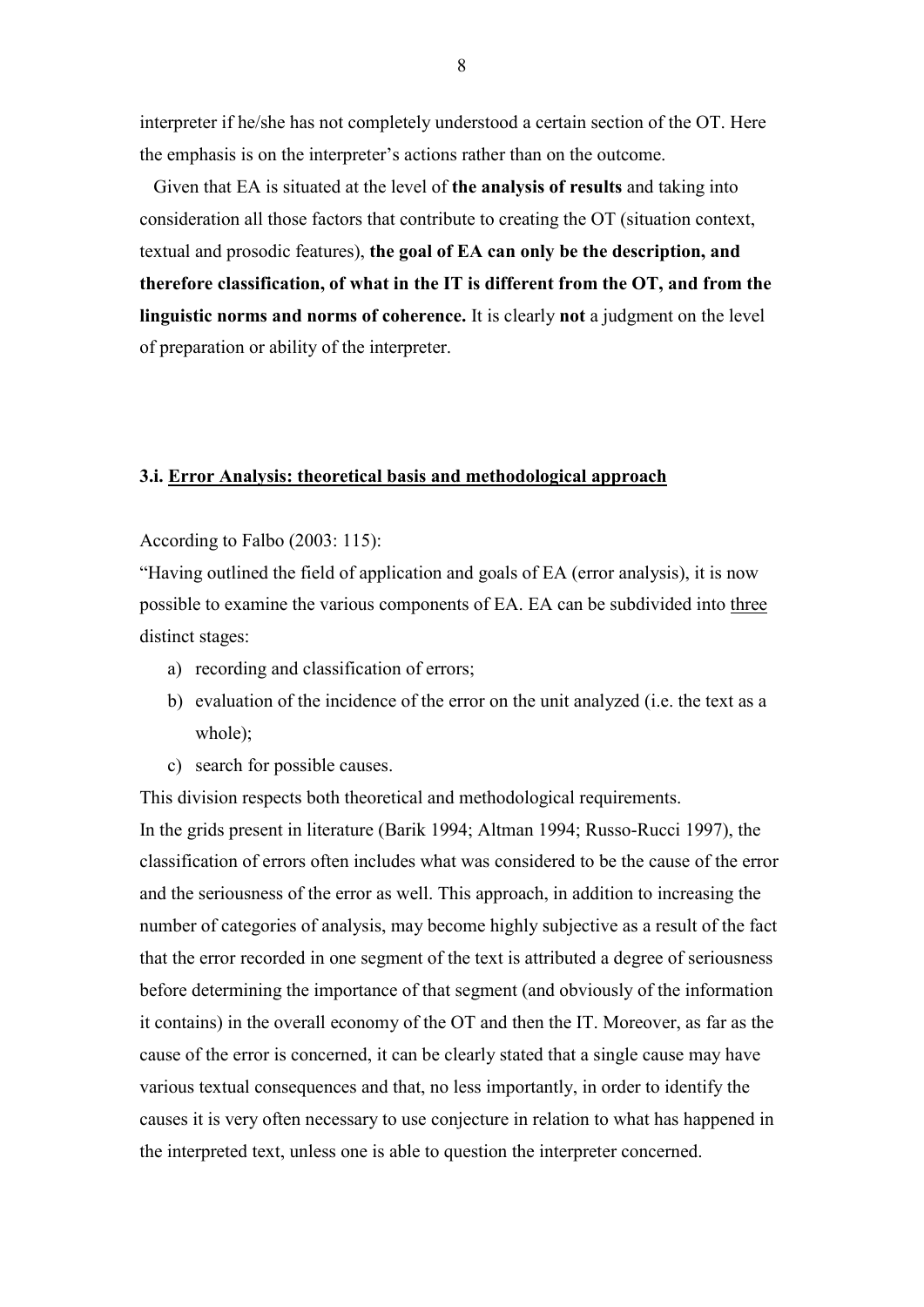interpreter if he/she has not completely understood a certain section of the OT. Here the emphasis is on the interpreter's actions rather than on the outcome.

Given that EA is situated at the level of **the analysis of results** and taking into consideration all those factors that contribute to creating the OT (situation context, textual and prosodic features), **the goal of EA can only be the description, and therefore classification, of what in the IT is different from the OT, and from the linguistic norms and norms of coherence.** It is clearly **not** a judgment on the level of preparation or ability of the interpreter.

### 3.i. <u>Error Analysis: theoretical basis and methodological approach</u>

According to Falbo (2003: 115):

"Having outlined the field of application and goals of EA (error analysis), it is now possible to examine the various components of EA. EA can be subdivided into <u>three</u> distinct stages:

a) recording and classification of errors;
b) evaluation of the incidence of the error on the unit analyzed (i.e. the text as a whole);
c) search for possible causes.

This division respects both theoretical and methodological requirements.

In the grids present in literature (Barik 1994; Altman 1994; Russo-Rucci 1997), the classification of errors often includes what was considered to be the cause of the error and the seriousness of the error as well. This approach, in addition to increasing the number of categories of analysis, may become highly subjective as a result of the fact that the error recorded in one segment of the text is attributed a degree of seriousness before determining the importance of that segment (and obviously of the information it contains) in the overall economy of the OT and then the IT. Moreover, as far as the cause of the error is concerned, it can be clearly stated that a single cause may have various textual consequences and that, no less importantly, in order to identify the causes it is very often necessary to use conjecture in relation to what has happened in the interpreted text, unless one is able to question the interpreter concerned.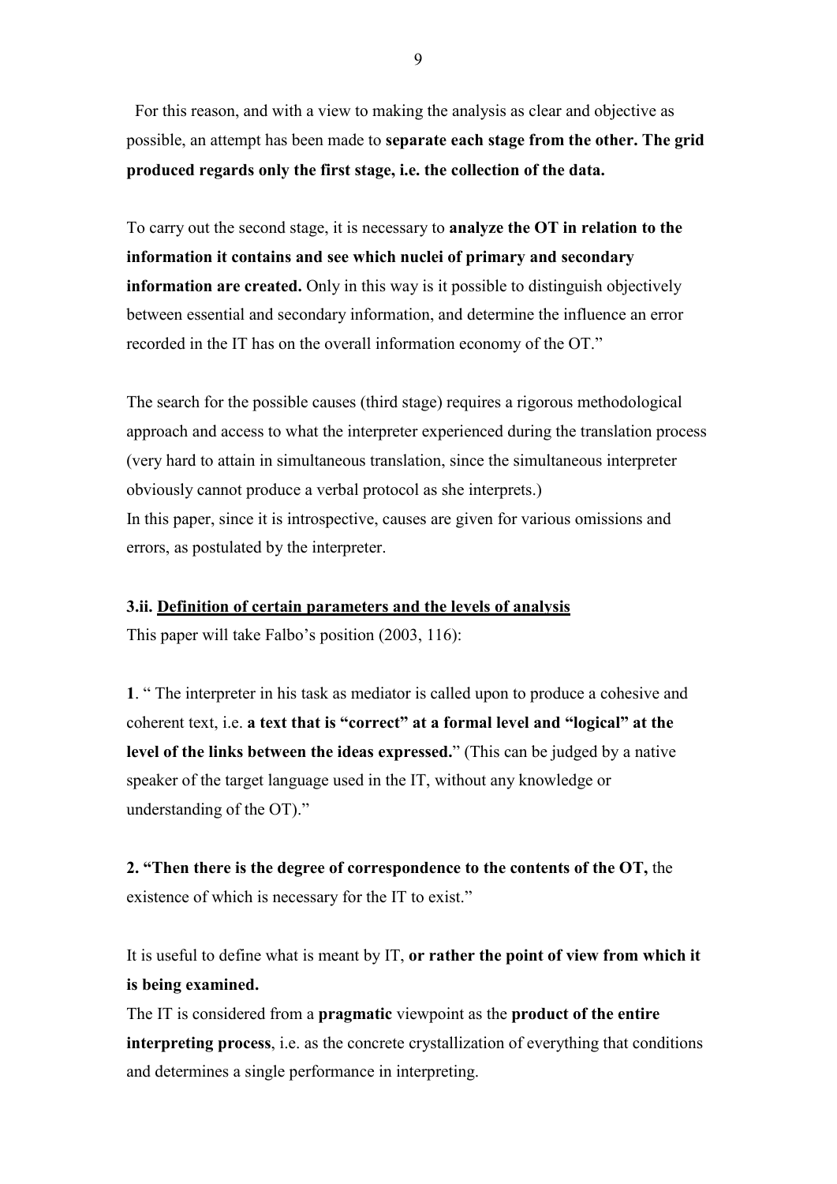For this reason, and with a view to making the analysis as clear and objective as possible, an attempt has been made to **separate each stage from the other. The grid produced regards only the first stage, i.e. the collection of the data.**

To carry out the second stage, it is necessary to **analyze the OT in relation to the information it contains and see which nuclei of primary and secondary information are created.** Only in this way is it possible to distinguish objectively between essential and secondary information, and determine the influence an error recorded in the IT has on the overall information economy of the OT."

The search for the possible causes (third stage) requires a rigorous methodological approach and access to what the interpreter experienced during the translation process (very hard to attain in simultaneous translation, since the simultaneous interpreter obviously cannot produce a verbal protocol as she interprets.)
In this paper, since it is introspective, causes are given for various omissions and errors, as postulated by the interpreter.

### 3.ii. <u>Definition of certain parameters and the levels of analysis</u>

This paper will take Falbo's position (2003, 116):

**1**. " The interpreter in his task as mediator is called upon to produce a cohesive and coherent text, i.e. **a text that is "correct" at a formal level and "logical" at the level of the links between the ideas expressed.**" (This can be judged by a native speaker of the target language used in the IT, without any knowledge or understanding of the OT)."

**2. "Then there is the degree of correspondence to the contents of the OT,** the existence of which is necessary for the IT to exist."

It is useful to define what is meant by IT, **or rather the point of view from which it is being examined.**
The IT is considered from a **pragmatic** viewpoint as the **product of the entire interpreting process**, i.e. as the concrete crystallization of everything that conditions and determines a single performance in interpreting.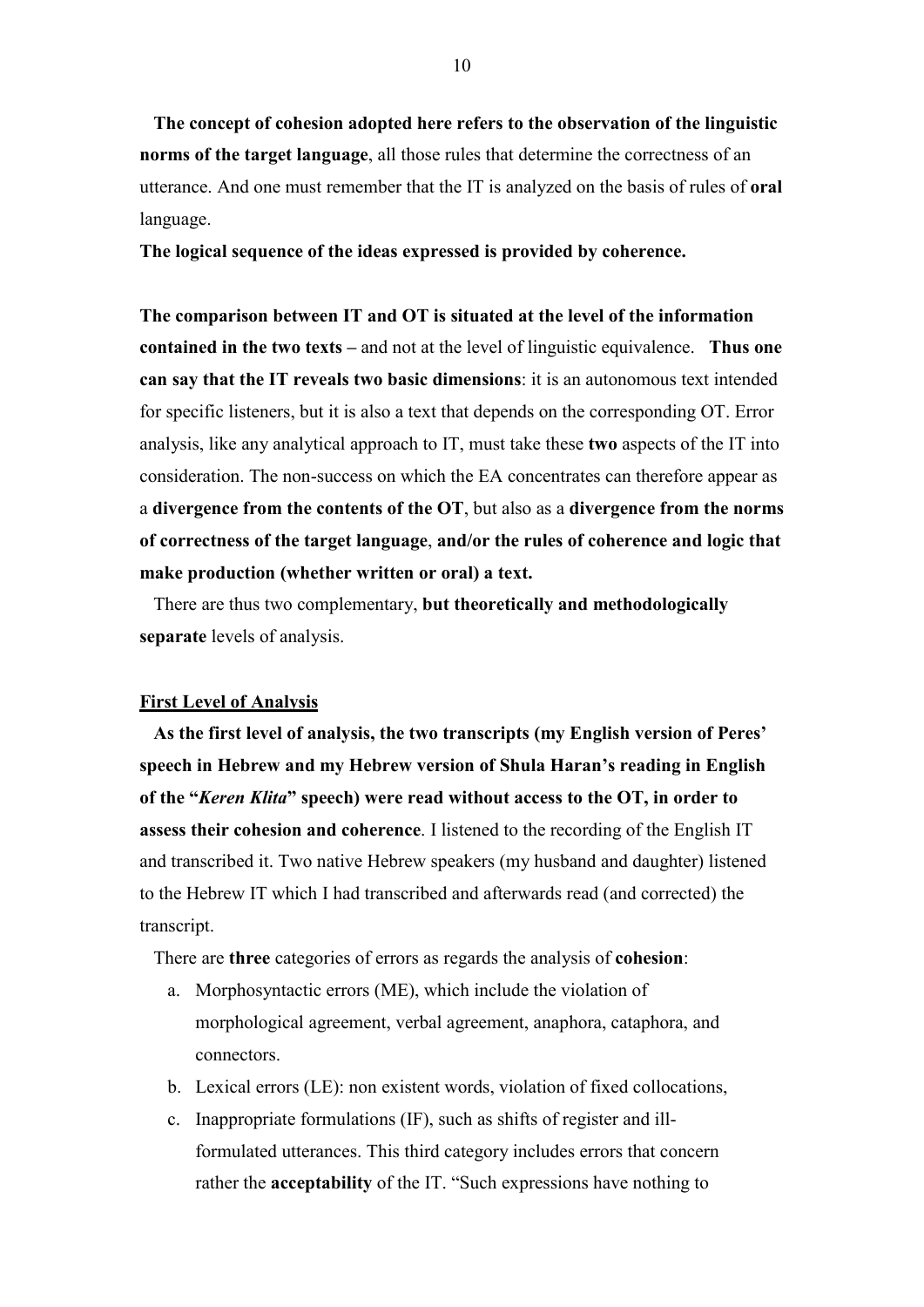**The concept of cohesion adopted here refers to the observation of the linguistic norms of the target language**, all those rules that determine the correctness of an utterance. And one must remember that the IT is analyzed on the basis of rules of **oral** language.

**The logical sequence of the ideas expressed is provided by coherence.**

**The comparison between IT and OT is situated at the level of the information contained in the two texts –** and not at the level of linguistic equivalence. **Thus one can say that the IT reveals two basic dimensions**: it is an autonomous text intended for specific listeners, but it is also a text that depends on the corresponding OT. Error analysis, like any analytical approach to IT, must take these **two** aspects of the IT into consideration. The non-success on which the EA concentrates can therefore appear as a **divergence from the contents of the OT**, but also as a **divergence from the norms of correctness of the target language**, **and/or the rules of coherence and logic that make production (whether written or oral) a text.**

There are thus two complementary, **but theoretically and methodologically separate** levels of analysis.

**First Level of Analysis**

**As the first level of analysis, the two transcripts (my English version of Peres' speech in Hebrew and my Hebrew version of Shula Haran's reading in English of the "*Keren Klita*" speech) were read without access to the OT, in order to assess their cohesion and coherence**. I listened to the recording of the English IT and transcribed it. Two native Hebrew speakers (my husband and daughter) listened to the Hebrew IT which I had transcribed and afterwards read (and corrected) the transcript.

There are **three** categories of errors as regards the analysis of **cohesion**:

a. Morphosyntactic errors (ME), which include the violation of morphological agreement, verbal agreement, anaphora, cataphora, and connectors.
b. Lexical errors (LE): non existent words, violation of fixed collocations,
c. Inappropriate formulations (IF), such as shifts of register and ill-formulated utterances. This third category includes errors that concern rather the **acceptability** of the IT. "Such expressions have nothing to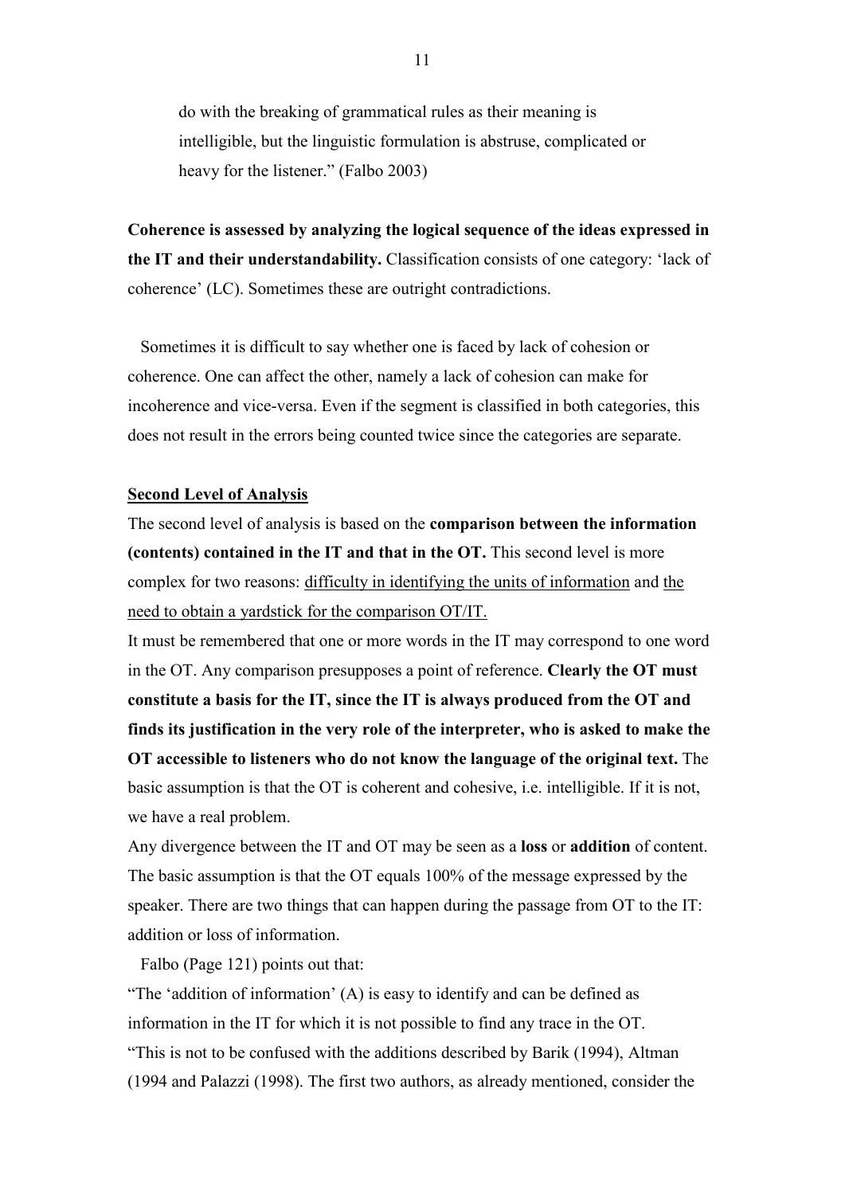do with the breaking of grammatical rules as their meaning is intelligible, but the linguistic formulation is abstruse, complicated or heavy for the listener." (Falbo 2003)

**Coherence is assessed by analyzing the logical sequence of the ideas expressed in the IT and their understandability.** Classification consists of one category: 'lack of coherence' (LC). Sometimes these are outright contradictions.

Sometimes it is difficult to say whether one is faced by lack of cohesion or coherence. One can affect the other, namely a lack of cohesion can make for incoherence and vice-versa. Even if the segment is classified in both categories, this does not result in the errors being counted twice since the categories are separate.

**Second Level of Analysis**

The second level of analysis is based on the **comparison between the information (contents) contained in the IT and that in the OT.** This second level is more complex for two reasons: difficulty in identifying the units of information and the need to obtain a yardstick for the comparison OT/IT.

It must be remembered that one or more words in the IT may correspond to one word in the OT. Any comparison presupposes a point of reference. **Clearly the OT must constitute a basis for the IT, since the IT is always produced from the OT and finds its justification in the very role of the interpreter, who is asked to make the OT accessible to listeners who do not know the language of the original text.** The basic assumption is that the OT is coherent and cohesive, i.e. intelligible. If it is not, we have a real problem.

Any divergence between the IT and OT may be seen as a **loss** or **addition** of content. The basic assumption is that the OT equals 100% of the message expressed by the speaker. There are two things that can happen during the passage from OT to the IT: addition or loss of information.

Falbo (Page 121) points out that:

"The 'addition of information' (A) is easy to identify and can be defined as information in the IT for which it is not possible to find any trace in the OT.

"This is not to be confused with the additions described by Barik (1994), Altman (1994 and Palazzi (1998). The first two authors, as already mentioned, consider the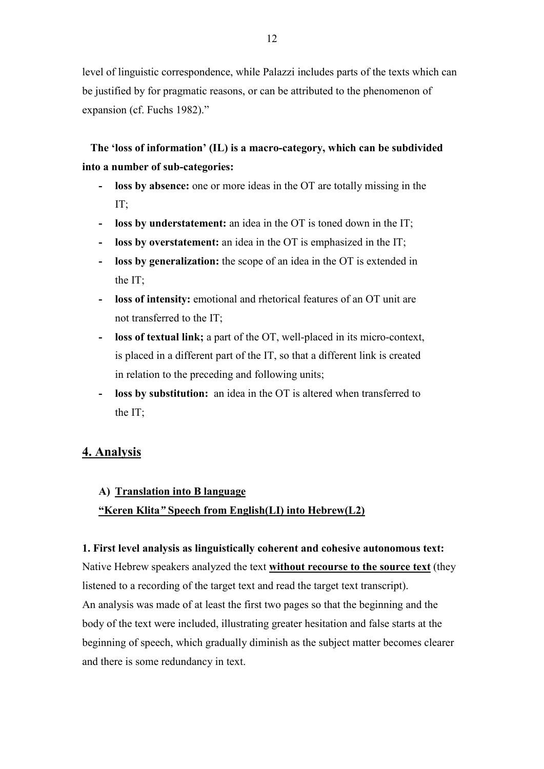level of linguistic correspondence, while Palazzi includes parts of the texts which can be justified by for pragmatic reasons, or can be attributed to the phenomenon of expansion (cf. Fuchs 1982)."

**The 'loss of information' (IL) is a macro-category, which can be subdivided into a number of sub-categories:**

- **loss by absence:** one or more ideas in the OT are totally missing in the IT;
- **loss by understatement:** an idea in the OT is toned down in the IT;
- **loss by overstatement:** an idea in the OT is emphasized in the IT;
- **loss by generalization:** the scope of an idea in the OT is extended in the IT;
- **loss of intensity:** emotional and rhetorical features of an OT unit are not transferred to the IT;
- **loss of textual link;** a part of the OT, well-placed in its micro-context, is placed in a different part of the IT, so that a different link is created in relation to the preceding and following units;
- **loss by substitution:** an idea in the OT is altered when transferred to the IT;

## 4. Analysis

### A) Translation into B language

### "Keren Klita" Speech from English(LI) into Hebrew(L2)

**1. First level analysis as linguistically coherent and cohesive autonomous text:**

Native Hebrew speakers analyzed the text **without recourse to the source text** (they listened to a recording of the target text and read the target text transcript).
An analysis was made of at least the first two pages so that the beginning and the body of the text were included, illustrating greater hesitation and false starts at the beginning of speech, which gradually diminish as the subject matter becomes clearer and there is some redundancy in text.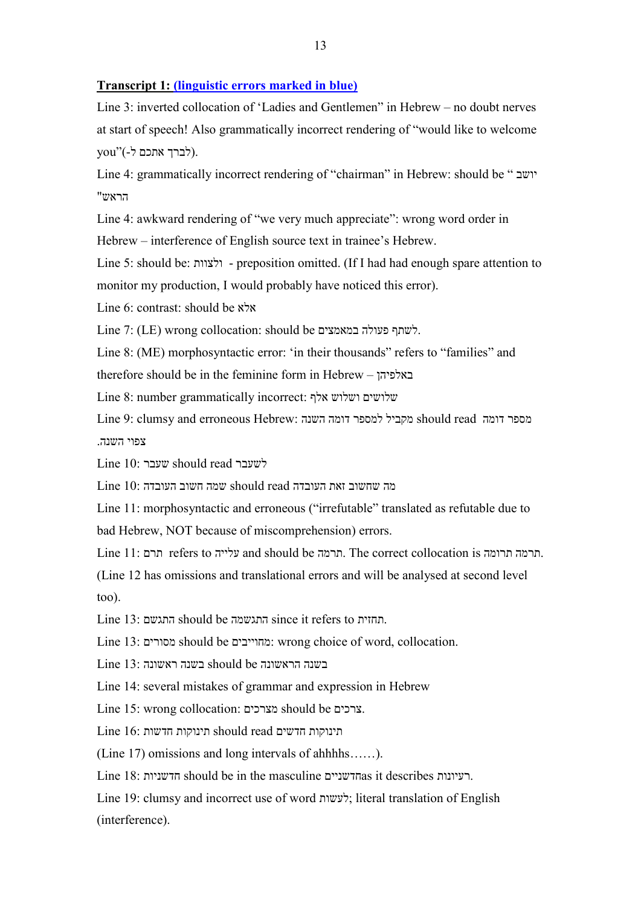**Transcript 1: (linguistic errors marked in blue)**

Line 3: inverted collocation of 'Ladies and Gentlemen" in Hebrew – no doubt nerves at start of speech! Also grammatically incorrect rendering of "would like to welcome you"(לברך אתכם ל-).

Line 4: grammatically incorrect rendering of "chairman" in Hebrew: should be " יושב הראש"

Line 4: awkward rendering of "we very much appreciate": wrong word order in Hebrew – interference of English source text in trainee's Hebrew.

Line 5: should be: ולצוות - preposition omitted. (If I had had enough spare attention to monitor my production, I would probably have noticed this error).

Line 6: contrast: should be אלא

Line 7: (LE) wrong collocation: should be לשתף פעולה במאמצים.

Line 8: (ME) morphosyntactic error: 'in their thousands" refers to "families" and therefore should be in the feminine form in Hebrew – באלפיהן

Line 8: number grammatically incorrect: שלושים ושלוש אלף

Line 9: clumsy and erroneous Hebrew: מקביל למספר דומה השנה should read מספר דומה צפוי השנה.

Line 10: שעבר should read לשעבר

Line 10: שמה חשוב העובדה should read מה שחשוב זאת העובדה

Line 11: morphosyntactic and erroneous ("irrefutable" translated as refutable due to bad Hebrew, NOT because of miscomprehension) errors.

Line 11: תרם refers to עלייה and should be תרמה. The correct collocation is תרמה תרומה.

(Line 12 has omissions and translational errors and will be analysed at second level too).

Line 13: התגשם should be התגשמה since it refers to תחזית.

Line 13: מסורים should be מחוייבים: wrong choice of word, collocation.

Line 13: בשנה ראשונה should be בשנה הראשונה

Line 14: several mistakes of grammar and expression in Hebrew

Line 15: wrong collocation: מצרכים should be צרכים.

Line 16: תינוקות חדשות should read תינוקות חדשים

(Line 17) omissions and long intervals of ahhhhs……).

Line 18: חדשניות should be in the masculine חדשנייםas it describes רעיונות.

Line 19: clumsy and incorrect use of word לעשות; literal translation of English (interference).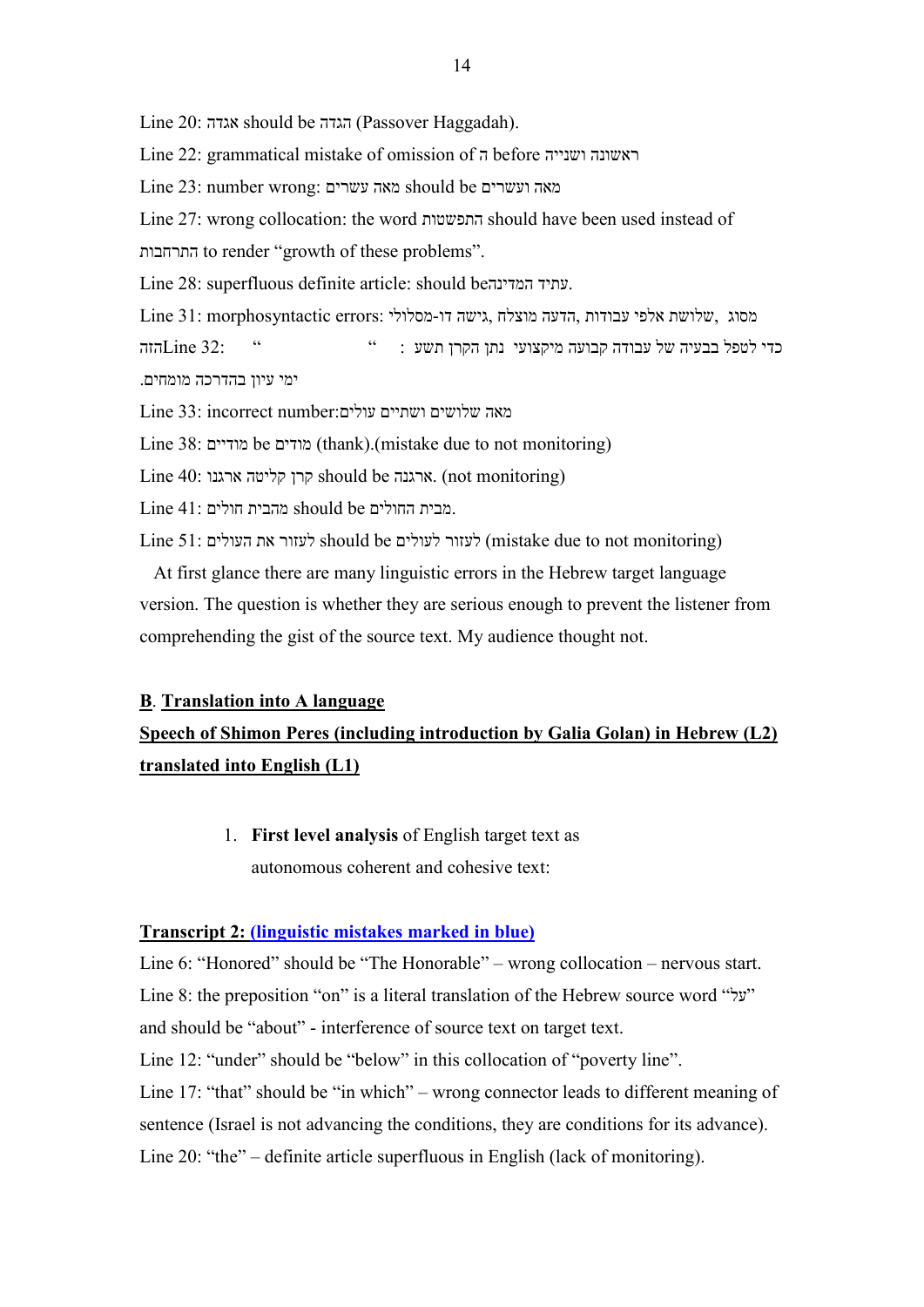Line 20: אגדה should be הגדה (Passover Haggadah).

Line 22: grammatical mistake of omission of ה before ראשונה ושנייה

Line 23: number wrong: מאה עשרים should be מאה ועשרים

Line 27: wrong collocation: the word התפשטות should have been used instead of התרחבות to render "growth of these problems".

Line 28: superfluous definite article: should beעתיד המדינה.

Line 31: morphosyntactic errors: מסוג ,שלושת אלפי עבודות, הדעה מוצלח, גישה דו-מסלולי

הזהLine 32: " " : כדי לטפל בבעיה של עבודה קבועה מיקצועי נתן הקרן תשע ימי עיון בהדרכה מומחים.

Line 33: incorrect number:מאה שלושים ושתיים עולים

Line 38: מודיים be מודים (thank).(mistake due to not monitoring)

Line 40: קרן קליטה ארגנו should be ארגנה. (not monitoring)

Line 41: מהבית חולים should be מבית החולים.

Line 51: לעזור את העולים should be לעזור לעולים (mistake due to not monitoring)

At first glance there are many linguistic errors in the Hebrew target language version. The question is whether they are serious enough to prevent the listener from comprehending the gist of the source text. My audience thought not.

**B**. **Translation into A language**

**Speech of Shimon Peres (including introduction by Galia Golan) in Hebrew (L2) translated into English (L1)**

1. **First level analysis** of English target text as autonomous coherent and cohesive text:

**Transcript 2: (linguistic mistakes marked in blue)**

Line 6: "Honored" should be "The Honorable" – wrong collocation – nervous start.

Line 8: the preposition "on" is a literal translation of the Hebrew source word "על" and should be "about" - interference of source text on target text.

Line 12: "under" should be "below" in this collocation of "poverty line".

Line 17: "that" should be "in which" – wrong connector leads to different meaning of sentence (Israel is not advancing the conditions, they are conditions for its advance).

Line 20: "the" – definite article superfluous in English (lack of monitoring).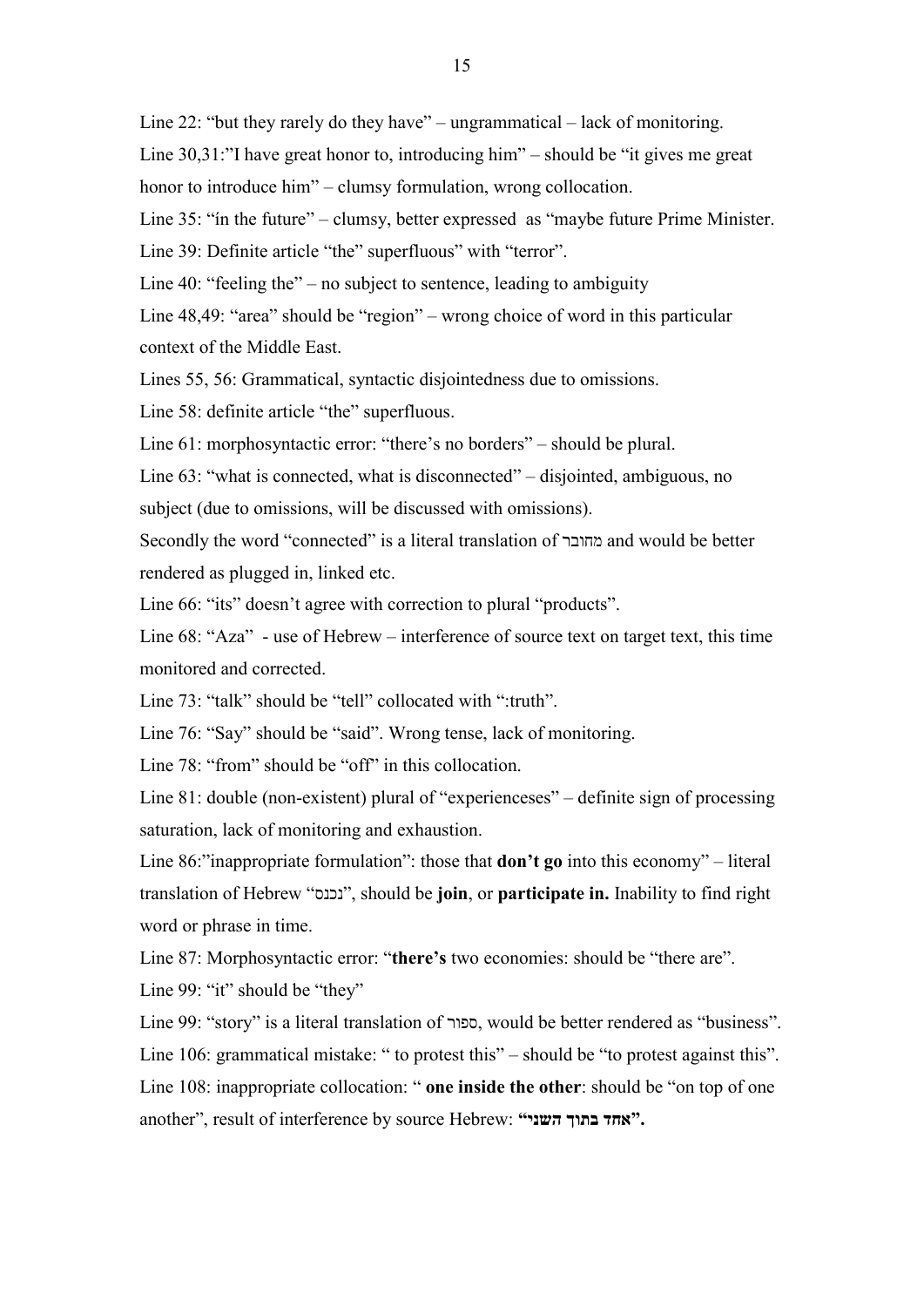Line 22: "but they rarely do they have" – ungrammatical – lack of monitoring.

Line 30,31:"I have great honor to, introducing him" – should be "it gives me great honor to introduce him" – clumsy formulation, wrong collocation.

Line 35: "ín the future" – clumsy, better expressed as "maybe future Prime Minister.

Line 39: Definite article "the" superfluous" with "terror".

Line 40: "feeling the" – no subject to sentence, leading to ambiguity

Line 48,49: "area" should be "region" – wrong choice of word in this particular context of the Middle East.

Lines 55, 56: Grammatical, syntactic disjointedness due to omissions.

Line 58: definite article "the" superfluous.

Line 61: morphosyntactic error: "there's no borders" – should be plural.

Line 63: "what is connected, what is disconnected" – disjointed, ambiguous, no subject (due to omissions, will be discussed with omissions).

Secondly the word "connected" is a literal translation of מחובר and would be better rendered as plugged in, linked etc.

Line 66: "its" doesn't agree with correction to plural "products".

Line 68: "Aza" - use of Hebrew – interference of source text on target text, this time monitored and corrected.

Line 73: "talk" should be "tell" collocated with ":truth".

Line 76: "Say" should be "said". Wrong tense, lack of monitoring.

Line 78: "from" should be "off" in this collocation.

Line 81: double (non-existent) plural of "experienceses" – definite sign of processing saturation, lack of monitoring and exhaustion.

Line 86:"inappropriate formulation": those that **don't go** into this economy" – literal translation of Hebrew "נכנס", should be **join**, or **participate in.** Inability to find right word or phrase in time.

Line 87: Morphosyntactic error: "**there's** two economies: should be "there are".

Line 99: "it" should be "they"

Line 99: "story" is a literal translation of ספור, would be better rendered as "business".

Line 106: grammatical mistake: " to protest this" – should be "to protest against this".

Line 108: inappropriate collocation: " **one inside the other**: should be "on top of one another", result of interference by source Hebrew: **"אחד בתוך השני".**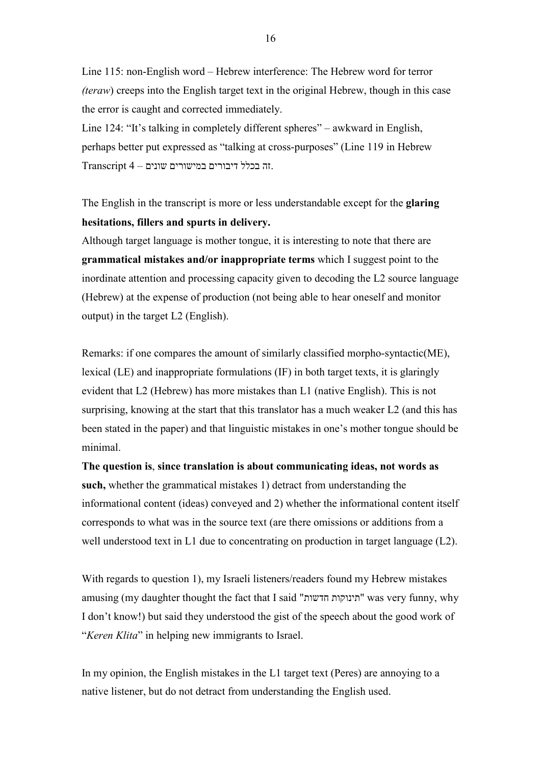Line 115: non-English word – Hebrew interference: The Hebrew word for terror *(teraw*) creeps into the English target text in the original Hebrew, though in this case the error is caught and corrected immediately.

Line 124: "It's talking in completely different spheres" – awkward in English, perhaps better put expressed as "talking at cross-purposes" (Line 119 in Hebrew Transcript 4 – זה בכלל דיבורים במישורים שונים.

The English in the transcript is more or less understandable except for the **glaring hesitations, fillers and spurts in delivery.**

Although target language is mother tongue, it is interesting to note that there are **grammatical mistakes and/or inappropriate terms** which I suggest point to the inordinate attention and processing capacity given to decoding the L2 source language (Hebrew) at the expense of production (not being able to hear oneself and monitor output) in the target L2 (English).

Remarks: if one compares the amount of similarly classified morpho-syntactic(ME), lexical (LE) and inappropriate formulations (IF) in both target texts, it is glaringly evident that L2 (Hebrew) has more mistakes than L1 (native English). This is not surprising, knowing at the start that this translator has a much weaker L2 (and this has been stated in the paper) and that linguistic mistakes in one's mother tongue should be minimal.

**The question is**, **since translation is about communicating ideas, not words as such,** whether the grammatical mistakes 1) detract from understanding the informational content (ideas) conveyed and 2) whether the informational content itself corresponds to what was in the source text (are there omissions or additions from a well understood text in L1 due to concentrating on production in target language (L2).

With regards to question 1), my Israeli listeners/readers found my Hebrew mistakes amusing (my daughter thought the fact that I said "תינוקות חדשות" was very funny, why I don't know!) but said they understood the gist of the speech about the good work of "*Keren Klita*" in helping new immigrants to Israel.

In my opinion, the English mistakes in the L1 target text (Peres) are annoying to a native listener, but do not detract from understanding the English used.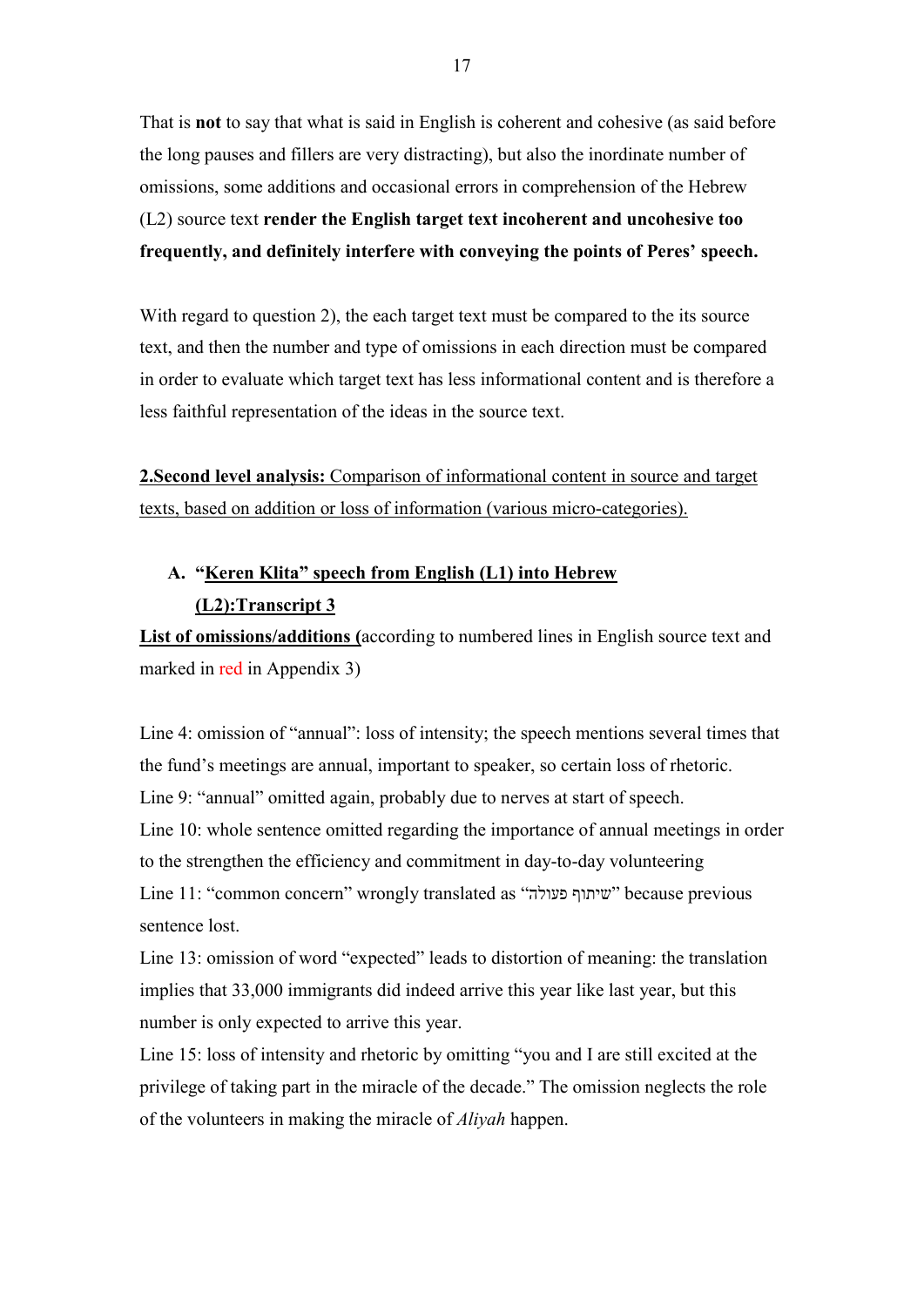That is **not** to say that what is said in English is coherent and cohesive (as said before the long pauses and fillers are very distracting), but also the inordinate number of omissions, some additions and occasional errors in comprehension of the Hebrew (L2) source text **render the English target text incoherent and uncohesive too frequently, and definitely interfere with conveying the points of Peres' speech.**

With regard to question 2), the each target text must be compared to the its source text, and then the number and type of omissions in each direction must be compared in order to evaluate which target text has less informational content and is therefore a less faithful representation of the ideas in the source text.

**2.Second level analysis:** Comparison of informational content in source and target texts, based on addition or loss of information (various micro-categories).

### A. "Keren Klita" speech from English (L1) into Hebrew (L2):Transcript 3

**List of omissions/additions (**according to numbered lines in English source text and marked in red in Appendix 3)

Line 4: omission of "annual": loss of intensity; the speech mentions several times that the fund's meetings are annual, important to speaker, so certain loss of rhetoric.

Line 9: "annual" omitted again, probably due to nerves at start of speech.

Line 10: whole sentence omitted regarding the importance of annual meetings in order to the strengthen the efficiency and commitment in day-to-day volunteering

Line 11: "common concern" wrongly translated as "שיתוף פעולה" because previous sentence lost.

Line 13: omission of word "expected" leads to distortion of meaning: the translation implies that 33,000 immigrants did indeed arrive this year like last year, but this number is only expected to arrive this year.

Line 15: loss of intensity and rhetoric by omitting "you and I are still excited at the privilege of taking part in the miracle of the decade." The omission neglects the role of the volunteers in making the miracle of *Aliyah* happen.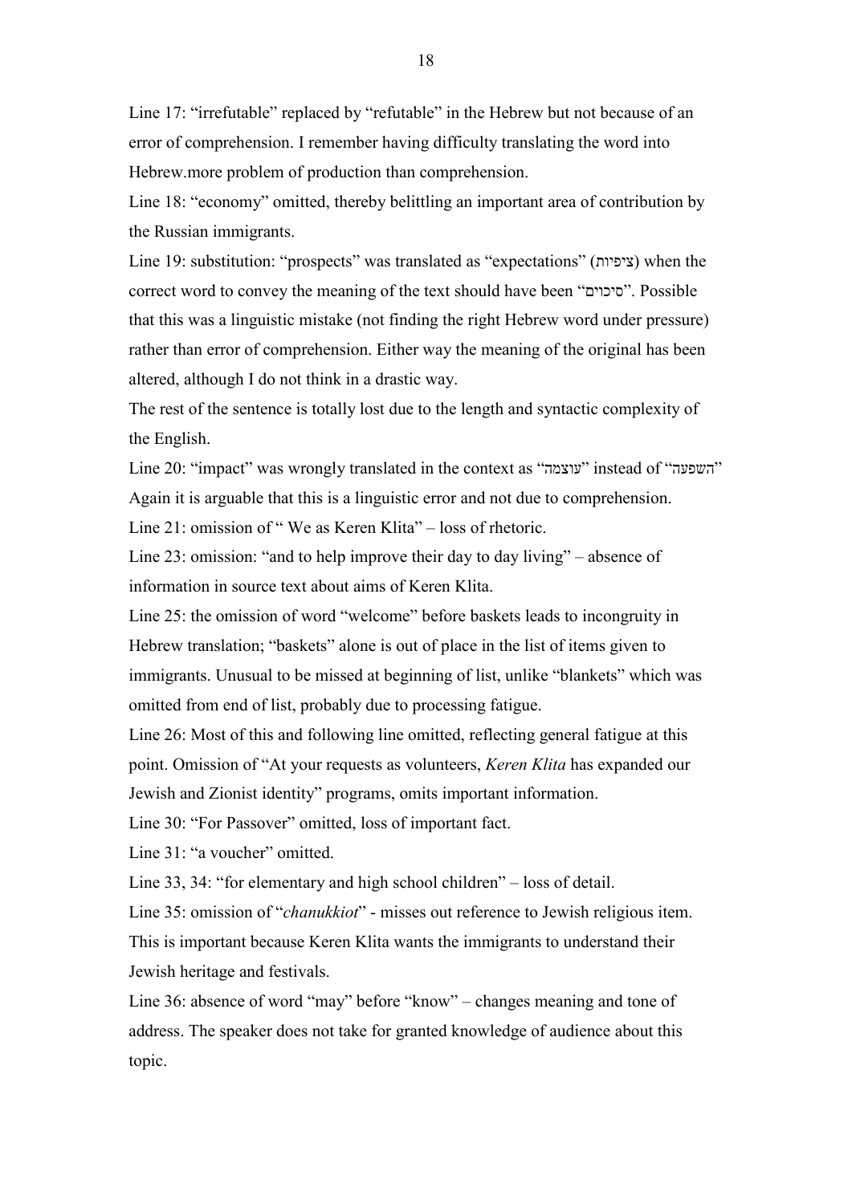Line 17: “irrefutable” replaced by “refutable” in the Hebrew but not because of an error of comprehension. I remember having difficulty translating the word into Hebrew.more problem of production than comprehension.

Line 18: “economy” omitted, thereby belittling an important area of contribution by the Russian immigrants.

Line 19: substitution: “prospects” was translated as “expectations” (ציפיות) when the correct word to convey the meaning of the text should have been “סיכוים”. Possible that this was a linguistic mistake (not finding the right Hebrew word under pressure) rather than error of comprehension. Either way the meaning of the original has been altered, although I do not think in a drastic way.

The rest of the sentence is totally lost due to the length and syntactic complexity of the English.

Line 20: “impact” was wrongly translated in the context as “עוצמה” instead of “השפעה” Again it is arguable that this is a linguistic error and not due to comprehension.

Line 21: omission of “ We as Keren Klita” – loss of rhetoric.

Line 23: omission: “and to help improve their day to day living” – absence of information in source text about aims of Keren Klita.

Line 25: the omission of word “welcome” before baskets leads to incongruity in Hebrew translation; “baskets” alone is out of place in the list of items given to immigrants. Unusual to be missed at beginning of list, unlike “blankets” which was omitted from end of list, probably due to processing fatigue.

Line 26: Most of this and following line omitted, reflecting general fatigue at this point. Omission of “At your requests as volunteers, *Keren Klita* has expanded our Jewish and Zionist identity” programs, omits important information.

Line 30: “For Passover” omitted, loss of important fact.

Line 31: “a voucher” omitted.

Line 33, 34: “for elementary and high school children” – loss of detail.

Line 35: omission of “*chanukkiot*” - misses out reference to Jewish religious item. This is important because Keren Klita wants the immigrants to understand their Jewish heritage and festivals.

Line 36: absence of word “may” before “know” – changes meaning and tone of address. The speaker does not take for granted knowledge of audience about this topic.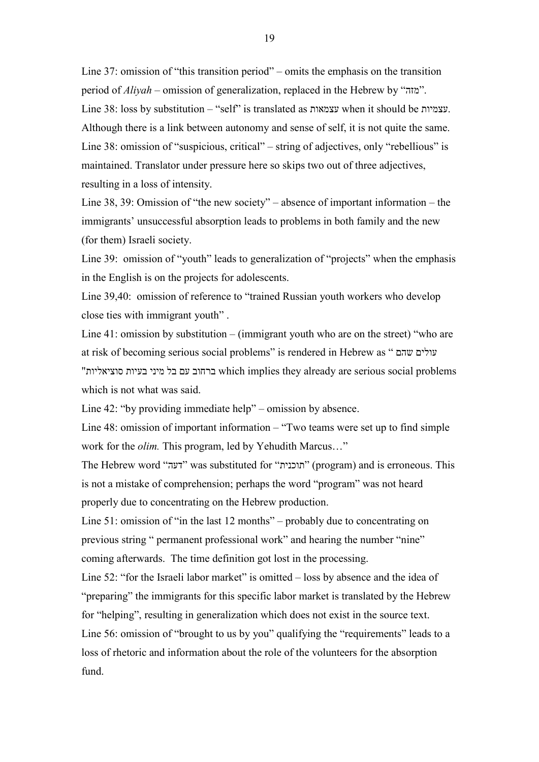Line 37: omission of "this transition period" – omits the emphasis on the transition period of *Aliyah* – omission of generalization, replaced in the Hebrew by "מזה".

Line 38: loss by substitution – "self" is translated as עצמאות when it should be עצמיות. Although there is a link between autonomy and sense of self, it is not quite the same.

Line 38: omission of "suspicious, critical" – string of adjectives, only "rebellious" is maintained. Translator under pressure here so skips two out of three adjectives, resulting in a loss of intensity.

Line 38, 39: Omission of "the new society" – absence of important information – the immigrants' unsuccessful absorption leads to problems in both family and the new (for them) Israeli society.

Line 39: omission of "youth" leads to generalization of "projects" when the emphasis in the English is on the projects for adolescents.

Line 39,40: omission of reference to "trained Russian youth workers who develop close ties with immigrant youth" .

Line 41: omission by substitution – (immigrant youth who are on the street) "who are at risk of becoming serious social problems" is rendered in Hebrew as "עולים שהם ברחוב עם כל מיני בעיות סוציאליות" which implies they already are serious social problems which is not what was said.

Line 42: "by providing immediate help" – omission by absence.

Line 48: omission of important information – "Two teams were set up to find simple work for the *olim.* This program, led by Yehudith Marcus…"

The Hebrew word "דעה" was substituted for "תוכנית" (program) and is erroneous. This is not a mistake of comprehension; perhaps the word "program" was not heard properly due to concentrating on the Hebrew production.

Line 51: omission of "in the last 12 months" – probably due to concentrating on previous string " permanent professional work" and hearing the number "nine" coming afterwards. The time definition got lost in the processing.

Line 52: "for the Israeli labor market" is omitted – loss by absence and the idea of "preparing" the immigrants for this specific labor market is translated by the Hebrew for "helping", resulting in generalization which does not exist in the source text.

Line 56: omission of "brought to us by you" qualifying the "requirements" leads to a loss of rhetoric and information about the role of the volunteers for the absorption fund.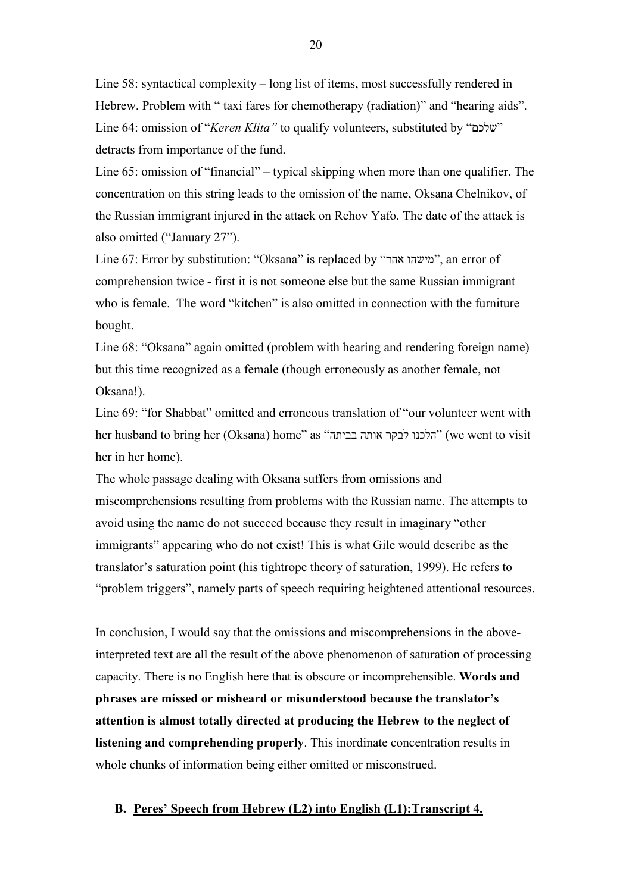Line 58: syntactical complexity – long list of items, most successfully rendered in Hebrew. Problem with " taxi fares for chemotherapy (radiation)" and "hearing aids".
Line 64: omission of "*Keren Klita"* to qualify volunteers, substituted by "שלכם" detracts from importance of the fund.
Line 65: omission of "financial" – typical skipping when more than one qualifier. The concentration on this string leads to the omission of the name, Oksana Chelnikov, of the Russian immigrant injured in the attack on Rehov Yafo. The date of the attack is also omitted ("January 27").
Line 67: Error by substitution: "Oksana" is replaced by "מישהו אחר", an error of comprehension twice - first it is not someone else but the same Russian immigrant who is female. The word "kitchen" is also omitted in connection with the furniture bought.
Line 68: "Oksana" again omitted (problem with hearing and rendering foreign name) but this time recognized as a female (though erroneously as another female, not Oksana!).
Line 69: "for Shabbat" omitted and erroneous translation of "our volunteer went with her husband to bring her (Oksana) home" as "הלכנו לבקר אותה בביתה" (we went to visit her in her home).
The whole passage dealing with Oksana suffers from omissions and miscomprehensions resulting from problems with the Russian name. The attempts to avoid using the name do not succeed because they result in imaginary "other immigrants" appearing who do not exist! This is what Gile would describe as the translator's saturation point (his tightrope theory of saturation, 1999). He refers to "problem triggers", namely parts of speech requiring heightened attentional resources.

In conclusion, I would say that the omissions and miscomprehensions in the above-interpreted text are all the result of the above phenomenon of saturation of processing capacity. There is no English here that is obscure or incomprehensible. **Words and phrases are missed or misheard or misunderstood because the translator's attention is almost totally directed at producing the Hebrew to the neglect of listening and comprehending properly**. This inordinate concentration results in whole chunks of information being either omitted or misconstrued.

## B. Peres' Speech from Hebrew (L2) into English (L1):Transcript 4.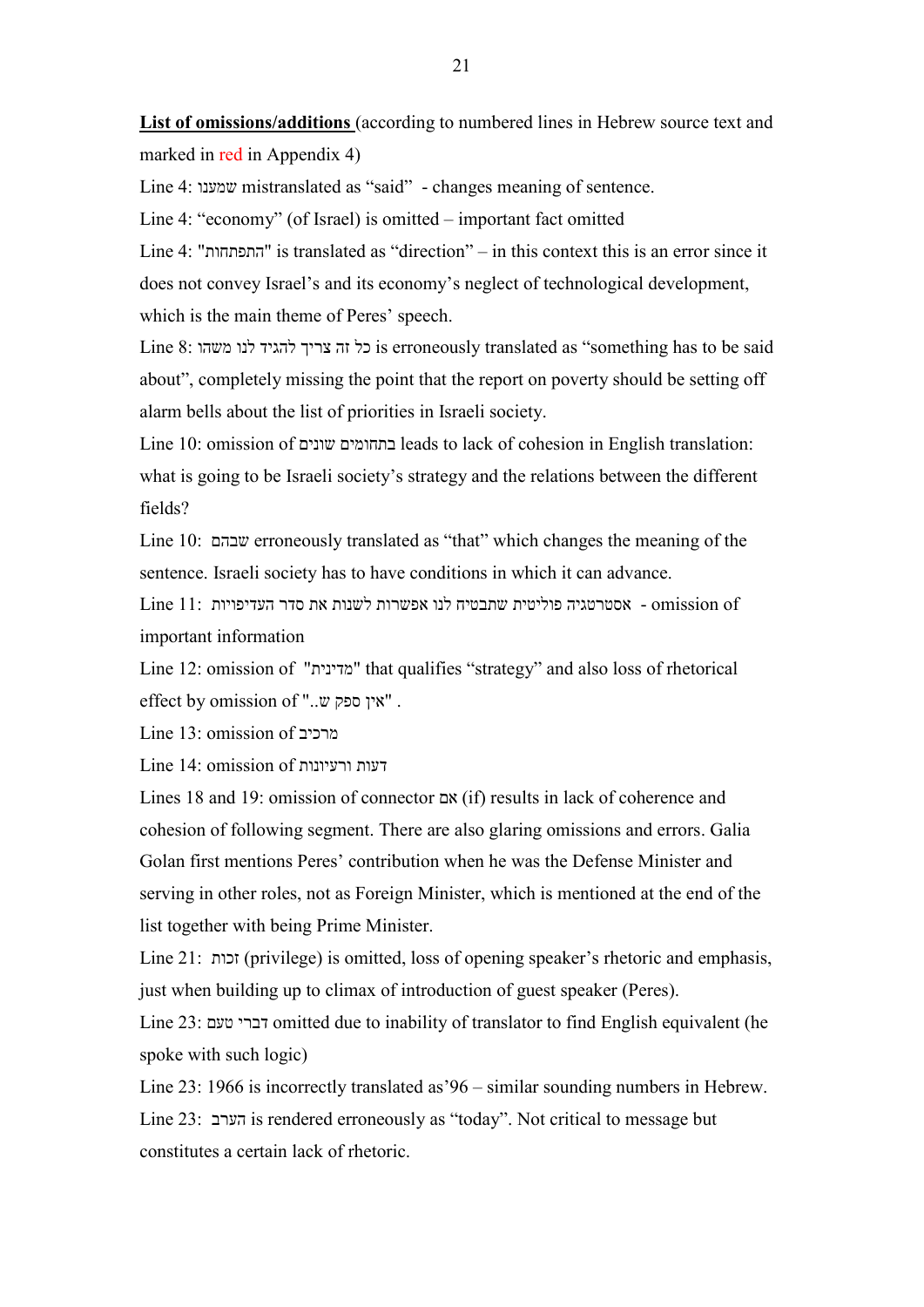**List of omissions/additions** (according to numbered lines in Hebrew source text and marked in red in Appendix 4)

Line 4: שמענו mistranslated as "said" - changes meaning of sentence.

Line 4: "economy" (of Israel) is omitted – important fact omitted

Line 4: "התפתחות" is translated as "direction" – in this context this is an error since it does not convey Israel's and its economy's neglect of technological development, which is the main theme of Peres' speech.

Line 8: כל זה צריך להגיד לנו משהו is erroneously translated as "something has to be said about", completely missing the point that the report on poverty should be setting off alarm bells about the list of priorities in Israeli society.

Line 10: omission of בתחומים שונים leads to lack of cohesion in English translation: what is going to be Israeli society's strategy and the relations between the different fields?

Line 10: שבהם erroneously translated as "that" which changes the meaning of the sentence. Israeli society has to have conditions in which it can advance.

Line 11: אסטרטגיה פוליטית שתבטיח לנו אפשרות לשנות את סדר העדיפויות - omission of important information

Line 12: omission of "מדינית" that qualifies "strategy" and also loss of rhetorical effect by omission of "אין ספק ש.." .

Line 13: omission of מרכיב

Line 14: omission of דעות ורעיונות

Lines 18 and 19: omission of connector אם (if) results in lack of coherence and cohesion of following segment. There are also glaring omissions and errors. Galia Golan first mentions Peres' contribution when he was the Defense Minister and serving in other roles, not as Foreign Minister, which is mentioned at the end of the list together with being Prime Minister.

Line 21: זכות (privilege) is omitted, loss of opening speaker's rhetoric and emphasis, just when building up to climax of introduction of guest speaker (Peres).

Line 23: דברי טעם omitted due to inability of translator to find English equivalent (he spoke with such logic)

Line 23: 1966 is incorrectly translated as'96 – similar sounding numbers in Hebrew.

Line 23: הערב is rendered erroneously as "today". Not critical to message but constitutes a certain lack of rhetoric.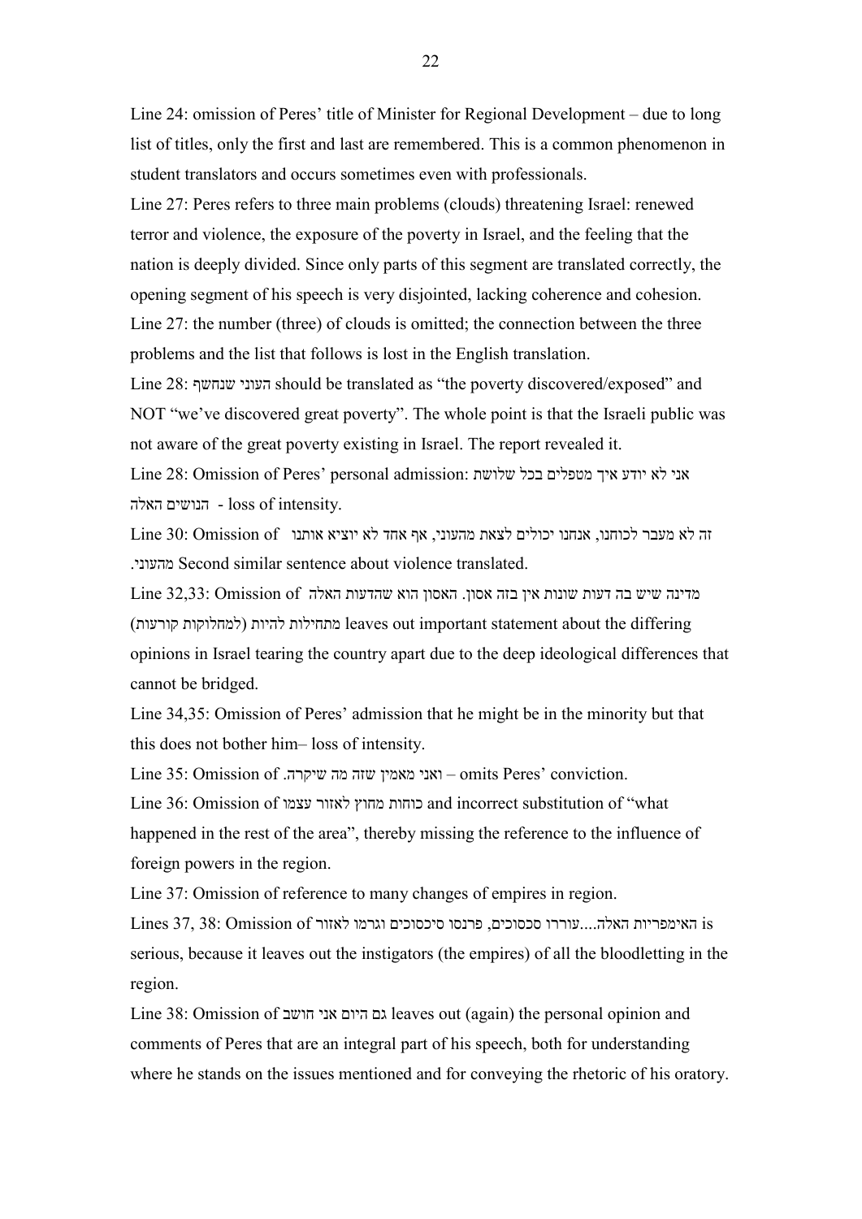Line 24: omission of Peres' title of Minister for Regional Development – due to long list of titles, only the first and last are remembered. This is a common phenomenon in student translators and occurs sometimes even with professionals.

Line 27: Peres refers to three main problems (clouds) threatening Israel: renewed terror and violence, the exposure of the poverty in Israel, and the feeling that the nation is deeply divided. Since only parts of this segment are translated correctly, the opening segment of his speech is very disjointed, lacking coherence and cohesion.

Line 27: the number (three) of clouds is omitted; the connection between the three problems and the list that follows is lost in the English translation.

Line 28: העוני שנחשף should be translated as "the poverty discovered/exposed" and NOT "we've discovered great poverty". The whole point is that the Israeli public was not aware of the great poverty existing in Israel. The report revealed it.

Line 28: Omission of Peres' personal admission: אני לא יודע איך מטפלים בכל שלושת הנושים האלה - loss of intensity.

Line 30: Omission of זה לא מעבר לכוחנו, אנחנו יכולים לצאת מהעוני, אף אחד לא יוציא אותנו מהעוני. Second similar sentence about violence translated.

Line 32,33: Omission of מדינה שיש בה דעות שונות אין בזה אסון. האסון הוא שהדעות האלה מתחילות להיות (למחלוקות קורעות) leaves out important statement about the differing opinions in Israel tearing the country apart due to the deep ideological differences that cannot be bridged.

Line 34,35: Omission of Peres' admission that he might be in the minority but that this does not bother him– loss of intensity.

Line 35: Omission of .ואני מאמין שזה מה שיקרה – omits Peres' conviction.

Line 36: Omission of כוחות מחוץ לאזור עצמו and incorrect substitution of "what happened in the rest of the area", thereby missing the reference to the influence of foreign powers in the region.

Line 37: Omission of reference to many changes of empires in region.

Lines 37, 38: Omission of האימפריות האלה....עוררו סכסוכים, פרנסו סיכסוכים וגרמו לאזור is serious, because it leaves out the instigators (the empires) of all the bloodletting in the region.

Line 38: Omission of גם היום אני חושב leaves out (again) the personal opinion and comments of Peres that are an integral part of his speech, both for understanding where he stands on the issues mentioned and for conveying the rhetoric of his oratory.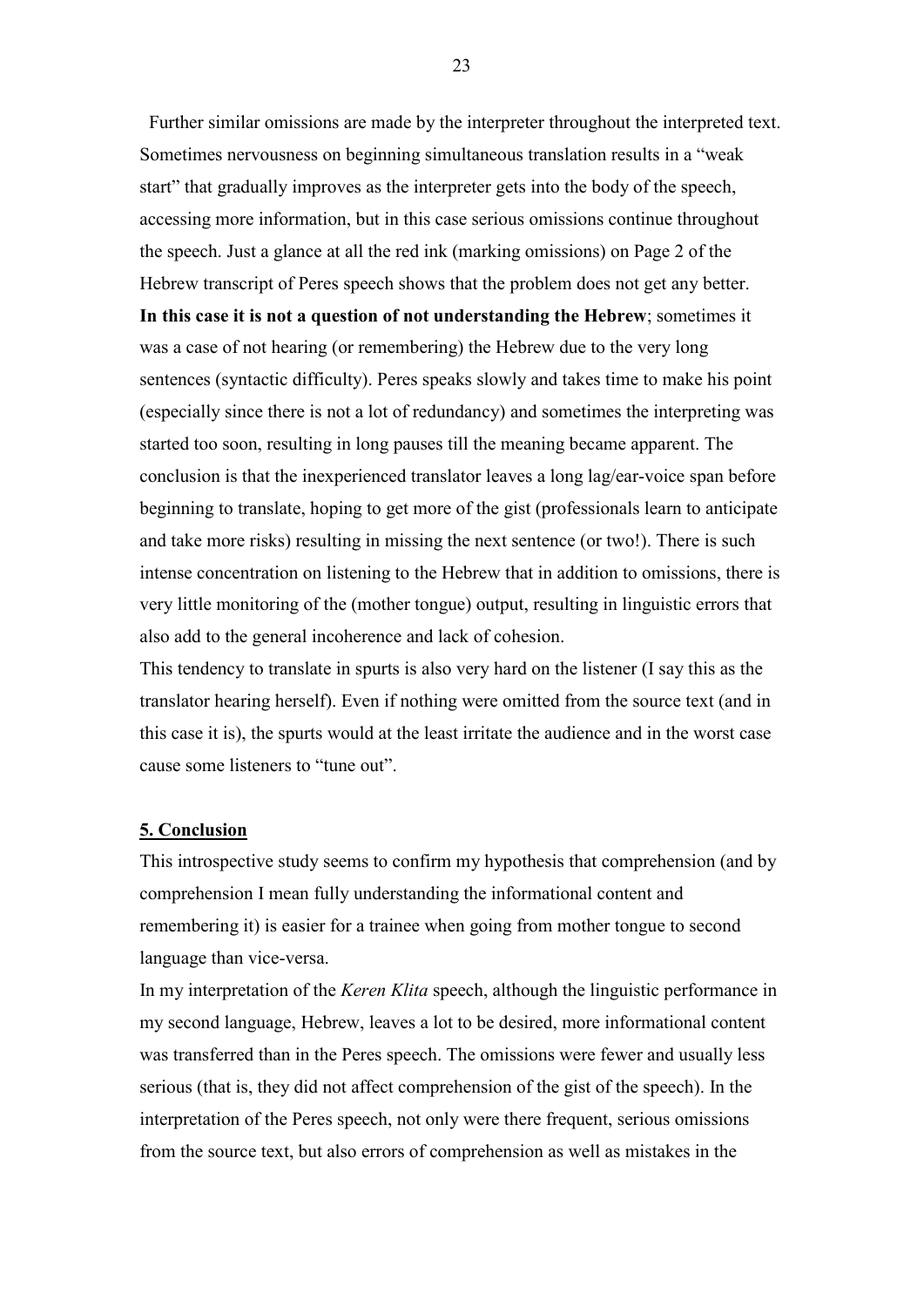Further similar omissions are made by the interpreter throughout the interpreted text. Sometimes nervousness on beginning simultaneous translation results in a "weak start" that gradually improves as the interpreter gets into the body of the speech, accessing more information, but in this case serious omissions continue throughout the speech. Just a glance at all the red ink (marking omissions) on Page 2 of the Hebrew transcript of Peres speech shows that the problem does not get any better. **In this case it is not a question of not understanding the Hebrew**; sometimes it was a case of not hearing (or remembering) the Hebrew due to the very long sentences (syntactic difficulty). Peres speaks slowly and takes time to make his point (especially since there is not a lot of redundancy) and sometimes the interpreting was started too soon, resulting in long pauses till the meaning became apparent. The conclusion is that the inexperienced translator leaves a long lag/ear-voice span before beginning to translate, hoping to get more of the gist (professionals learn to anticipate and take more risks) resulting in missing the next sentence (or two!). There is such intense concentration on listening to the Hebrew that in addition to omissions, there is very little monitoring of the (mother tongue) output, resulting in linguistic errors that also add to the general incoherence and lack of cohesion.

This tendency to translate in spurts is also very hard on the listener (I say this as the translator hearing herself). Even if nothing were omitted from the source text (and in this case it is), the spurts would at the least irritate the audience and in the worst case cause some listeners to "tune out".

## 5. Conclusion

This introspective study seems to confirm my hypothesis that comprehension (and by comprehension I mean fully understanding the informational content and remembering it) is easier for a trainee when going from mother tongue to second language than vice-versa.

In my interpretation of the *Keren Klita* speech, although the linguistic performance in my second language, Hebrew, leaves a lot to be desired, more informational content was transferred than in the Peres speech. The omissions were fewer and usually less serious (that is, they did not affect comprehension of the gist of the speech). In the interpretation of the Peres speech, not only were there frequent, serious omissions from the source text, but also errors of comprehension as well as mistakes in the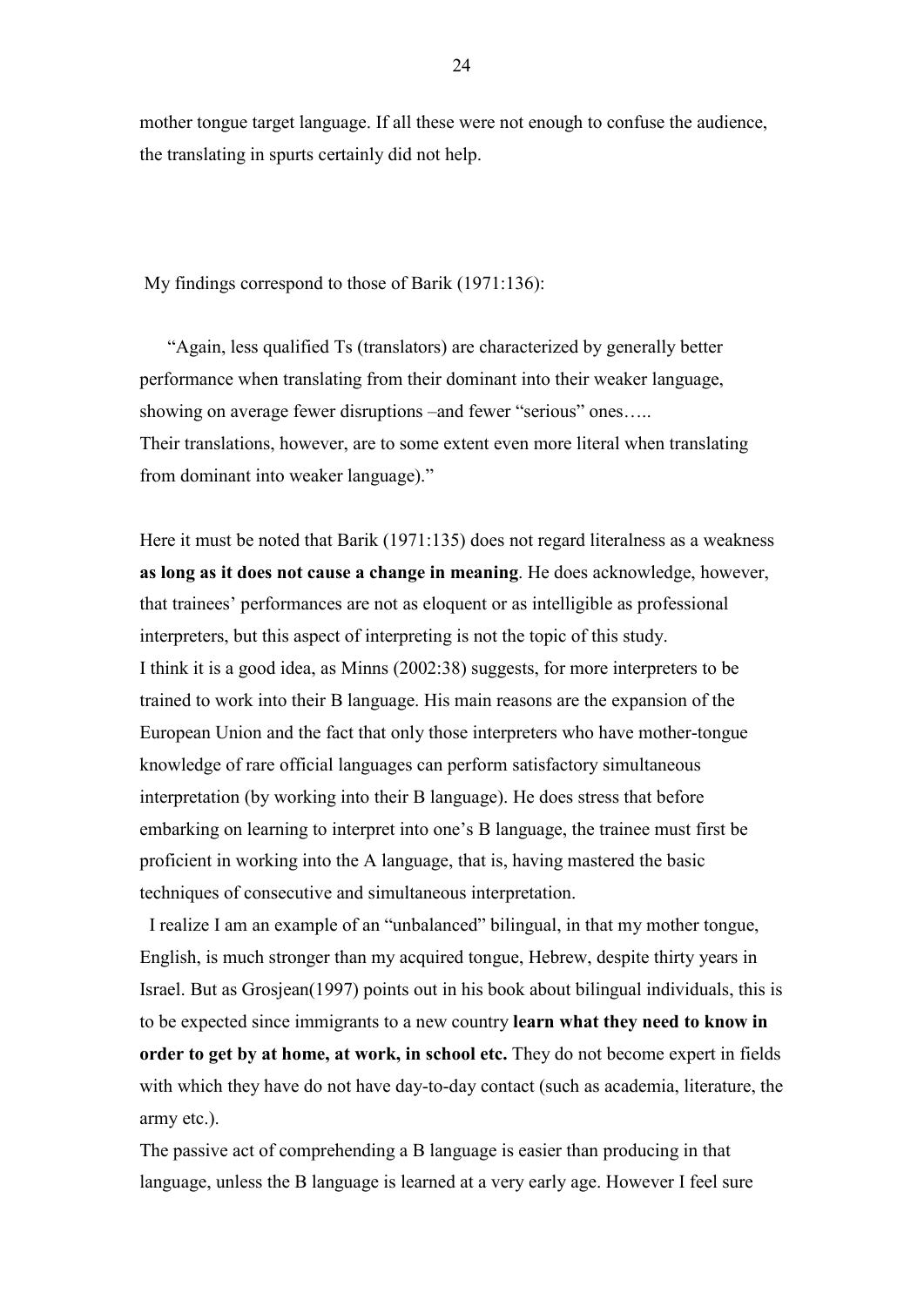mother tongue target language. If all these were not enough to confuse the audience, the translating in spurts certainly did not help.

My findings correspond to those of Barik (1971:136):

> "Again, less qualified Ts (translators) are characterized by generally better performance when translating from their dominant into their weaker language, showing on average fewer disruptions –and fewer "serious" ones…..
> Their translations, however, are to some extent even more literal when translating from dominant into weaker language)."

Here it must be noted that Barik (1971:135) does not regard literalness as a weakness **as long as it does not cause a change in meaning**. He does acknowledge, however, that trainees' performances are not as eloquent or as intelligible as professional interpreters, but this aspect of interpreting is not the topic of this study.
I think it is a good idea, as Minns (2002:38) suggests, for more interpreters to be trained to work into their B language. His main reasons are the expansion of the European Union and the fact that only those interpreters who have mother-tongue knowledge of rare official languages can perform satisfactory simultaneous interpretation (by working into their B language). He does stress that before embarking on learning to interpret into one's B language, the trainee must first be proficient in working into the A language, that is, having mastered the basic techniques of consecutive and simultaneous interpretation.

I realize I am an example of an "unbalanced" bilingual, in that my mother tongue, English, is much stronger than my acquired tongue, Hebrew, despite thirty years in Israel. But as Grosjean(1997) points out in his book about bilingual individuals, this is to be expected since immigrants to a new country **learn what they need to know in order to get by at home, at work, in school etc.** They do not become expert in fields with which they have do not have day-to-day contact (such as academia, literature, the army etc.).
The passive act of comprehending a B language is easier than producing in that language, unless the B language is learned at a very early age. However I feel sure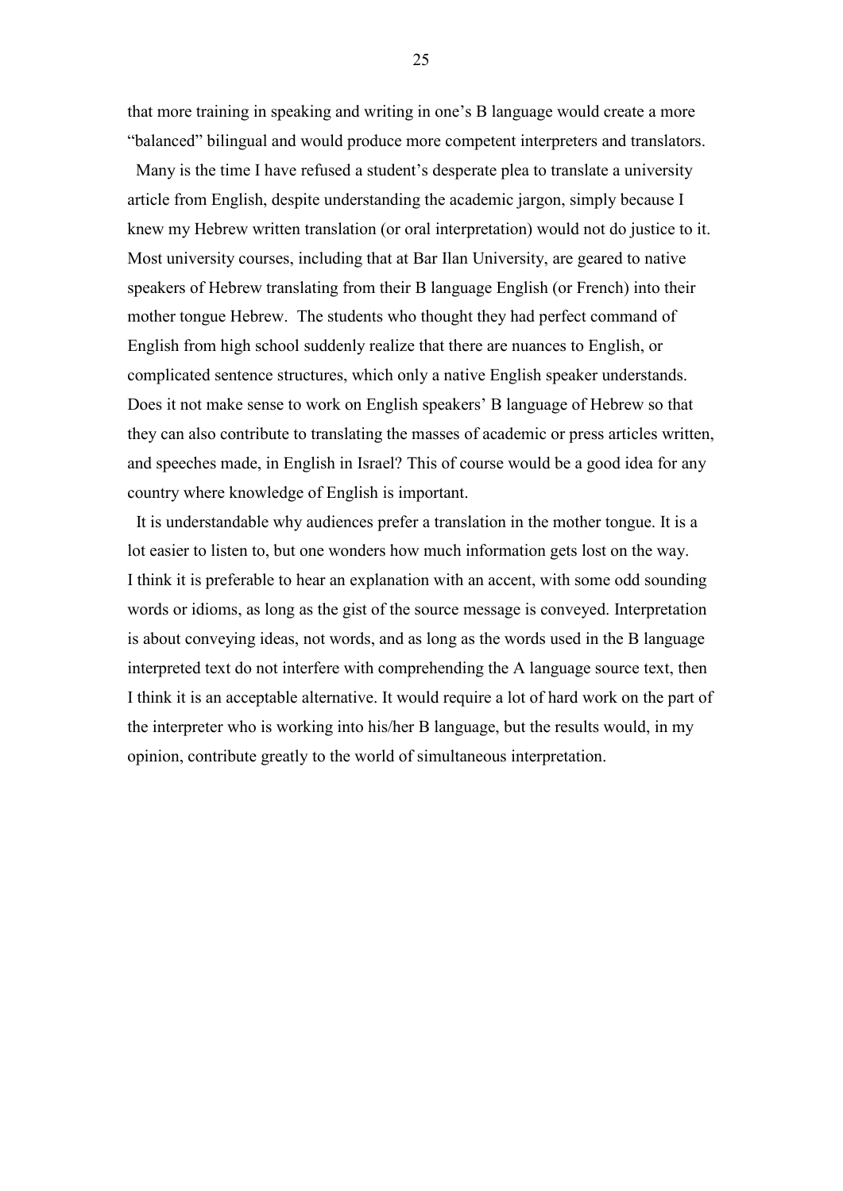that more training in speaking and writing in one's B language would create a more "balanced" bilingual and would produce more competent interpreters and translators.

Many is the time I have refused a student's desperate plea to translate a university article from English, despite understanding the academic jargon, simply because I knew my Hebrew written translation (or oral interpretation) would not do justice to it. Most university courses, including that at Bar Ilan University, are geared to native speakers of Hebrew translating from their B language English (or French) into their mother tongue Hebrew. The students who thought they had perfect command of English from high school suddenly realize that there are nuances to English, or complicated sentence structures, which only a native English speaker understands. Does it not make sense to work on English speakers' B language of Hebrew so that they can also contribute to translating the masses of academic or press articles written, and speeches made, in English in Israel? This of course would be a good idea for any country where knowledge of English is important.

It is understandable why audiences prefer a translation in the mother tongue. It is a lot easier to listen to, but one wonders how much information gets lost on the way. I think it is preferable to hear an explanation with an accent, with some odd sounding words or idioms, as long as the gist of the source message is conveyed. Interpretation is about conveying ideas, not words, and as long as the words used in the B language interpreted text do not interfere with comprehending the A language source text, then I think it is an acceptable alternative. It would require a lot of hard work on the part of the interpreter who is working into his/her B language, but the results would, in my opinion, contribute greatly to the world of simultaneous interpretation.